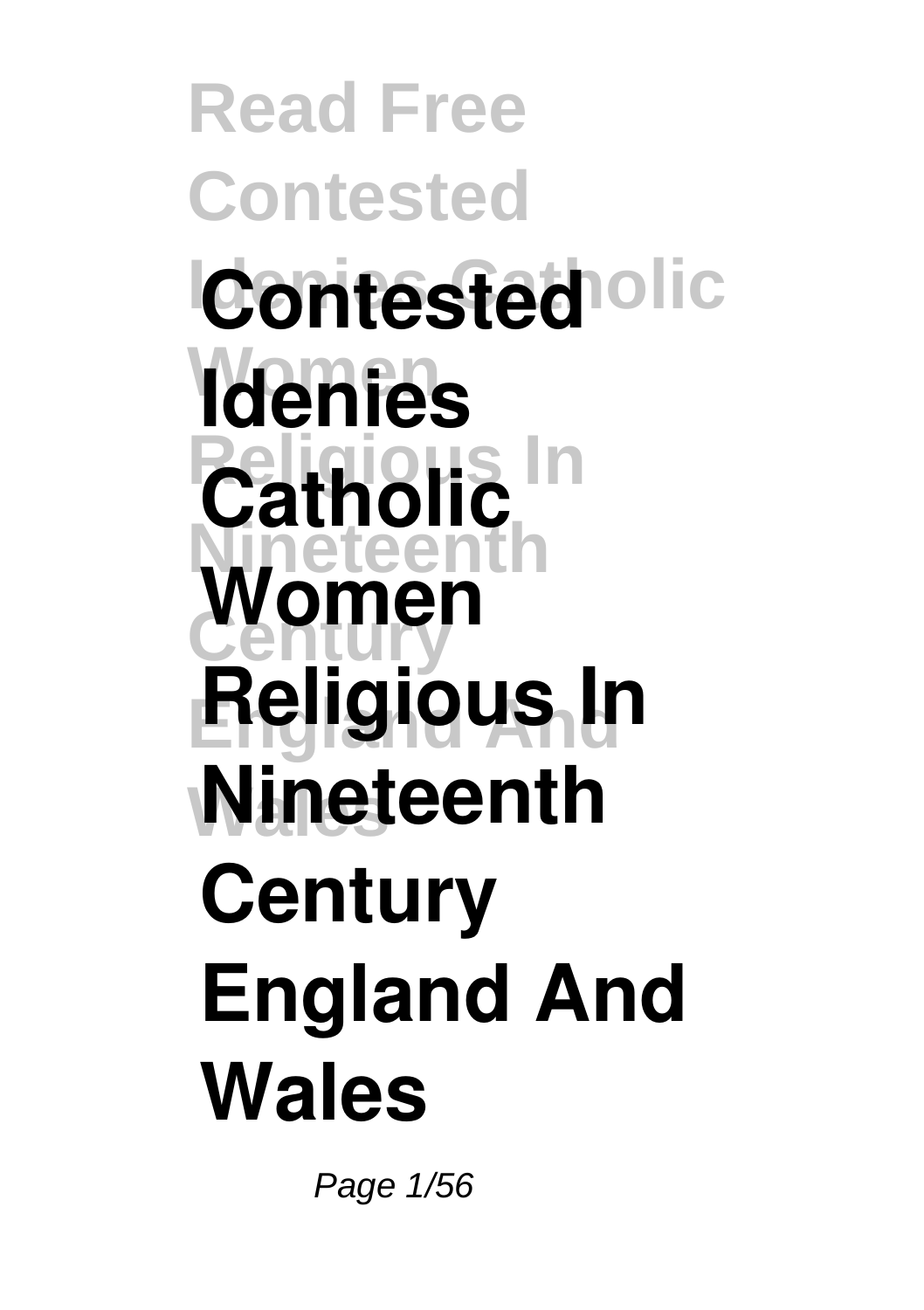# Contested Idenies Catholic Women Religious In Nineteenth Century England And Wales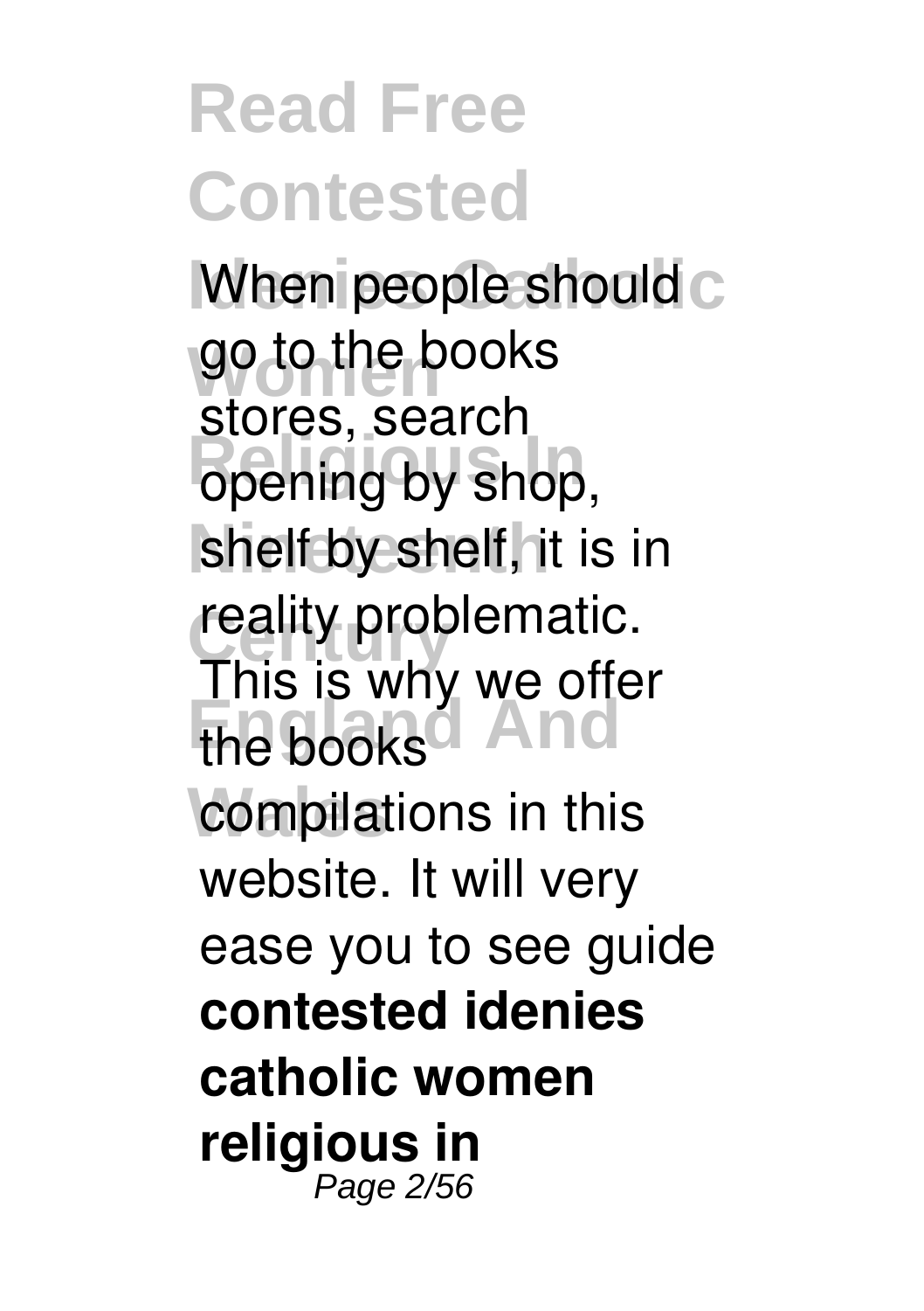# Read Free Contested Idenies Catholic Women Religious In Nineteenth Century England And Wales

When people should go to the books stores, search opening by shop, shelf by shelf, it is in reality problematic. This is why we offer the books compilations in this website. It will very ease you to see guide **contested idenies catholic women religious in**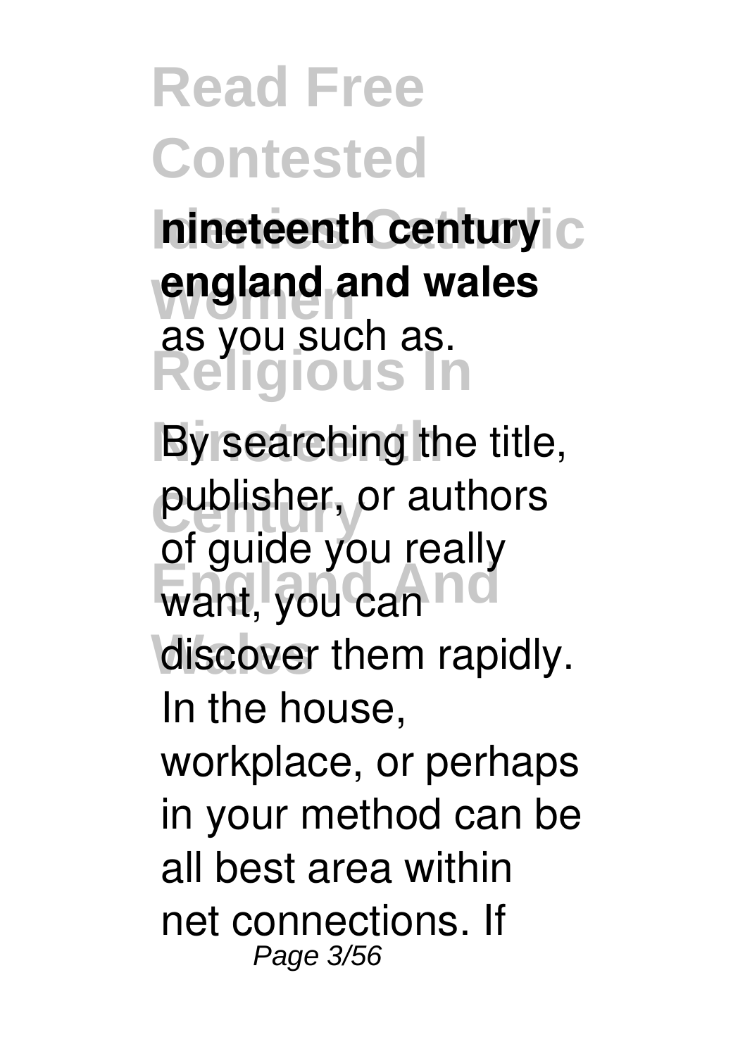**nineteenth century england and wales** as you such as.

By searching the title, publisher, or authors of guide you really want, you can discover them rapidly. In the house, workplace, or perhaps in your method can be all best area within net connections. If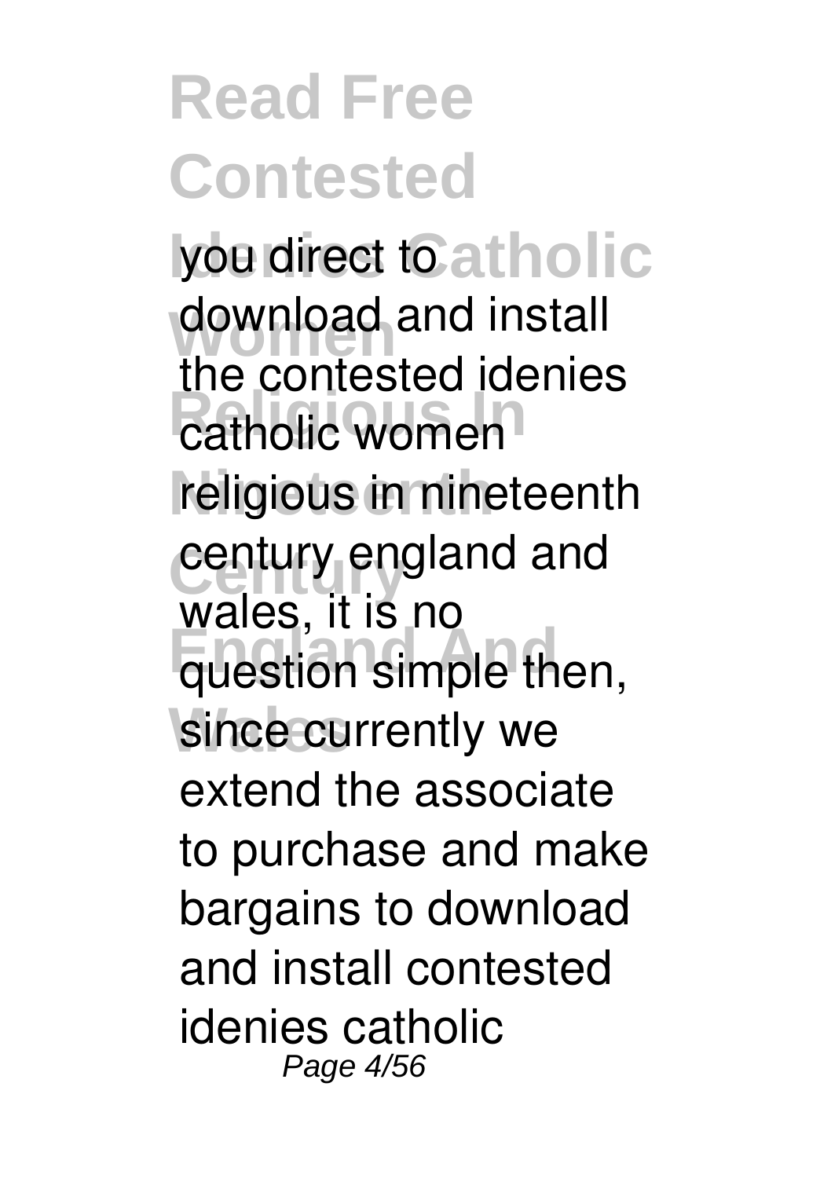you direct to download and install the contested idenies catholic women religious in nineteenth century england and wales, it is no question simple then, since currently we extend the associate to purchase and make bargains to download and install contested idenies catholic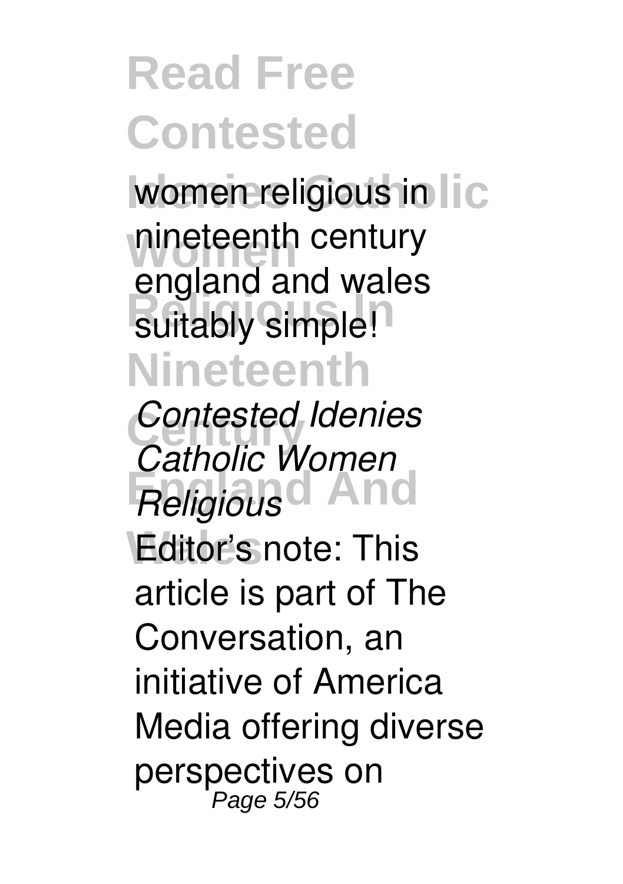women religious in nineteenth century england and wales suitably simple!

*Contested Idenies Catholic Women Religious*

Editor's note: This article is part of The Conversation, an initiative of America Media offering diverse perspectives on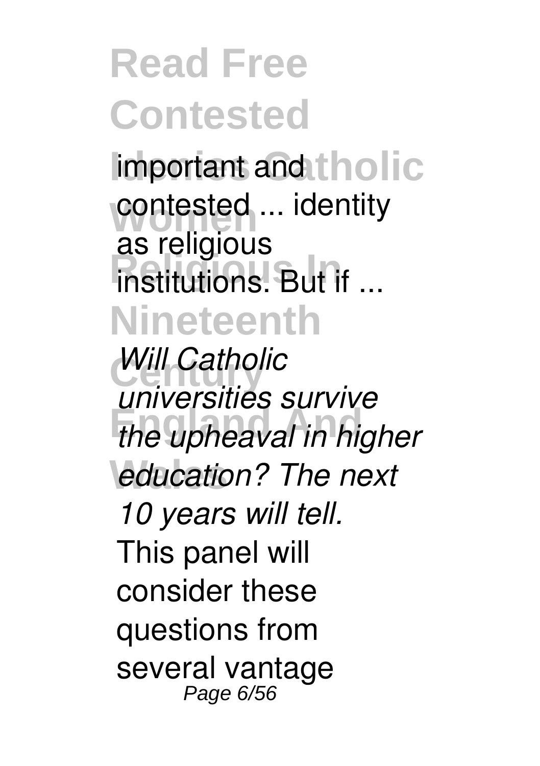important and contested ... identity as religious institutions. But if ...

*Will Catholic universities survive the upheaval in higher education? The next 10 years will tell.*

This panel will consider these questions from several vantage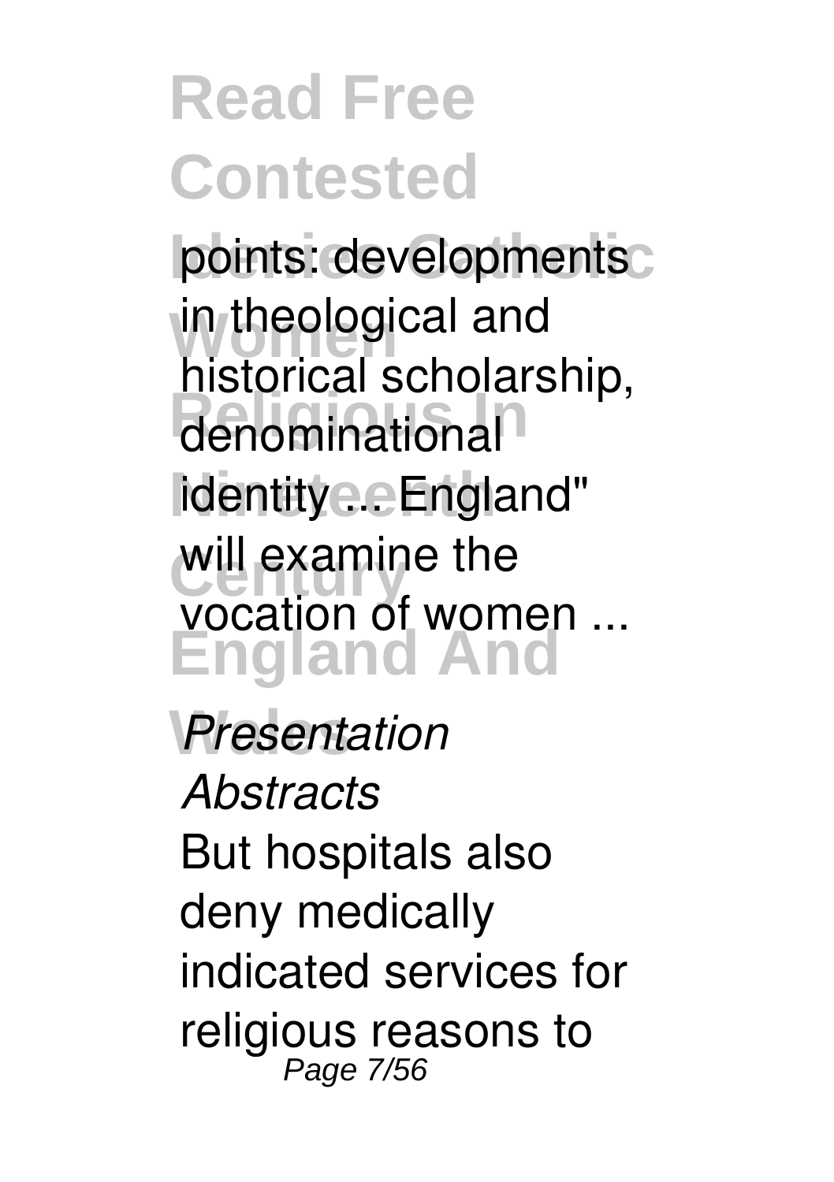points: developments in theological and historical scholarship, denominational identity ... England" will examine the vocation of women ...

*Presentation Abstracts*

But hospitals also deny medically indicated services for religious reasons to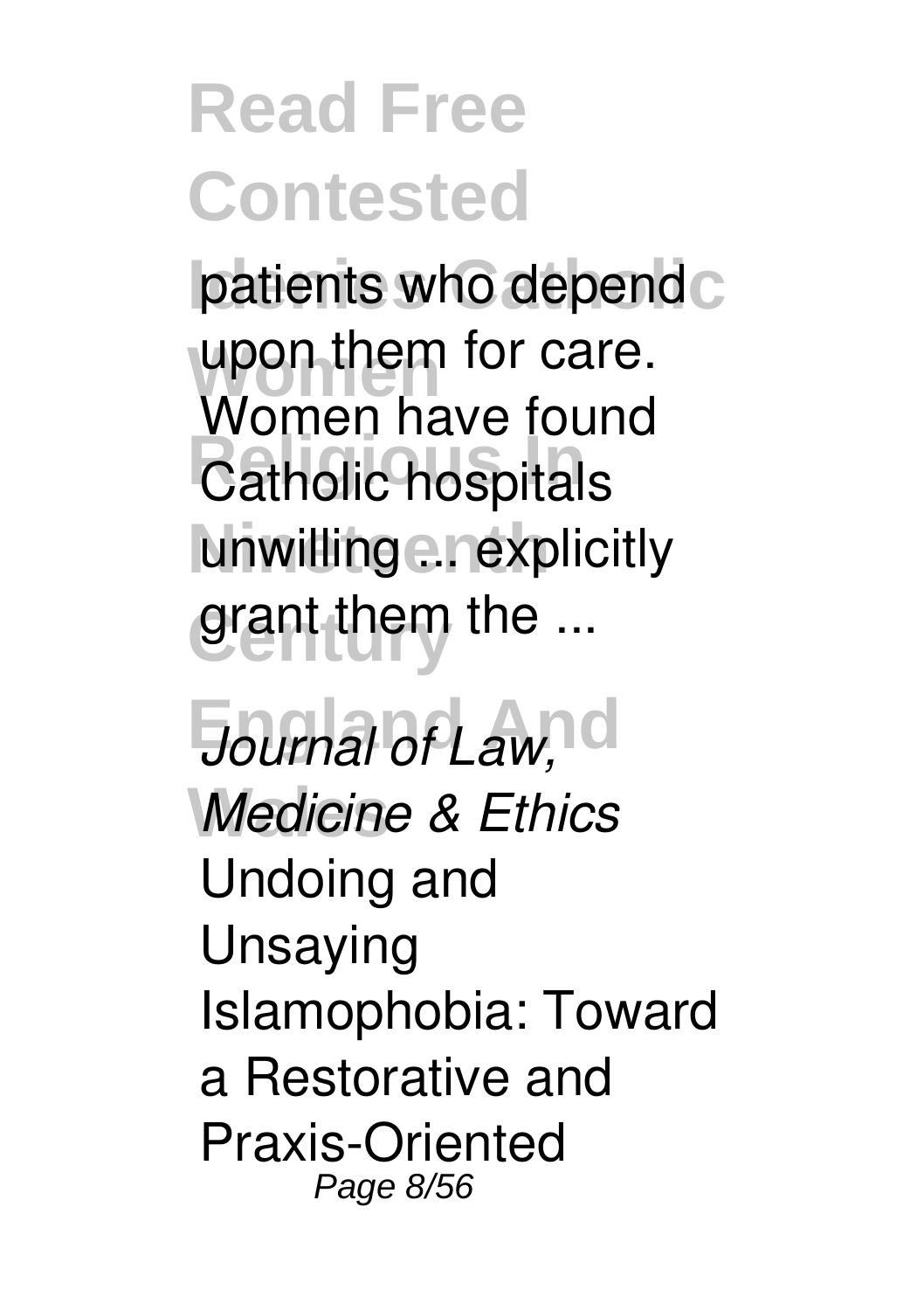patients who depend upon them for care. Women have found Catholic hospitals unwilling ... explicitly grant them the ...

*Journal of Law, Medicine & Ethics*

Undoing and Unsaying Islamophobia: Toward a Restorative and Praxis-Oriented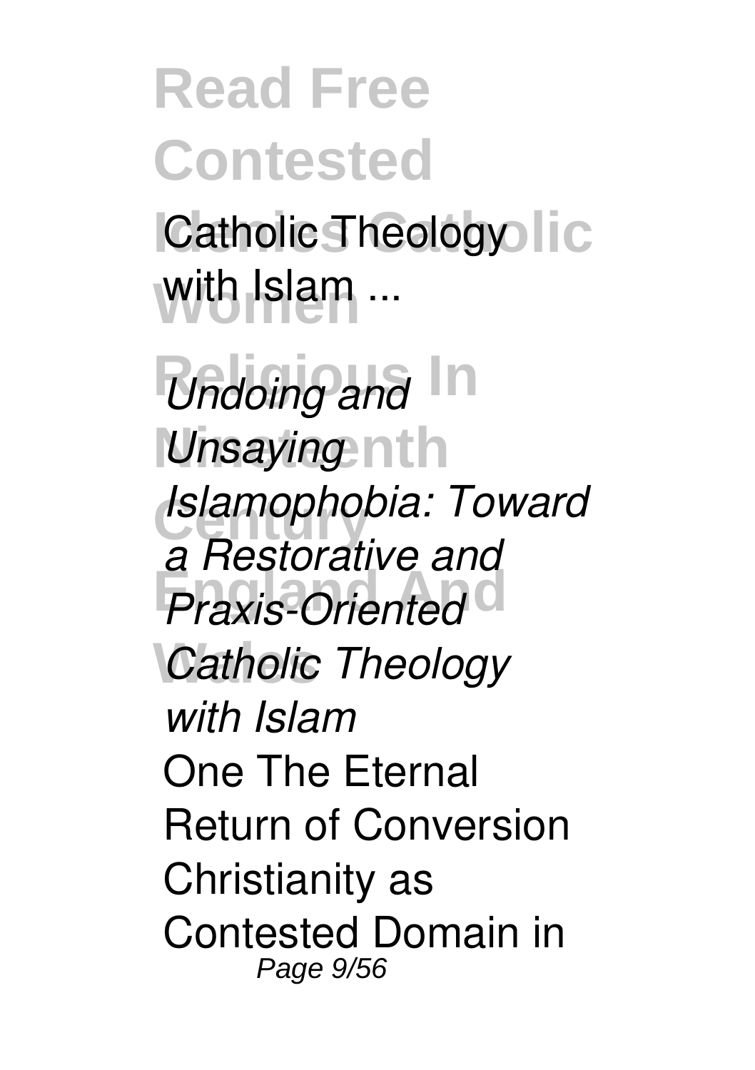Catholic Theology with Islam ...

*Undoing and Unsaying Islamophobia: Toward a Restorative and Praxis-Oriented Catholic Theology with Islam*

One The Eternal Return of Conversion Christianity as Contested Domain in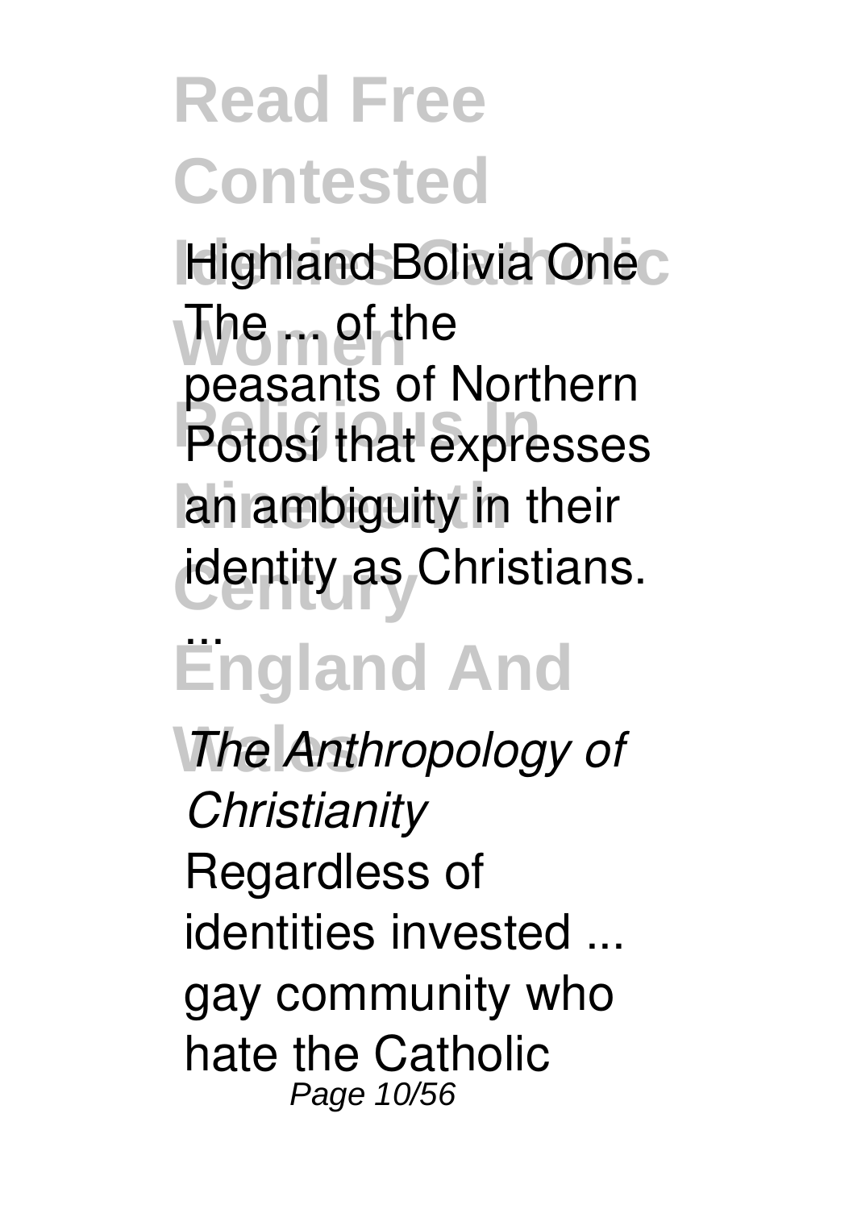Highland Bolivia One The ... of the peasants of Northern Potosí that expresses an ambiguity in their identity as Christians. ...

*The Anthropology of Christianity*

Regardless of identities invested ... gay community who hate the Catholic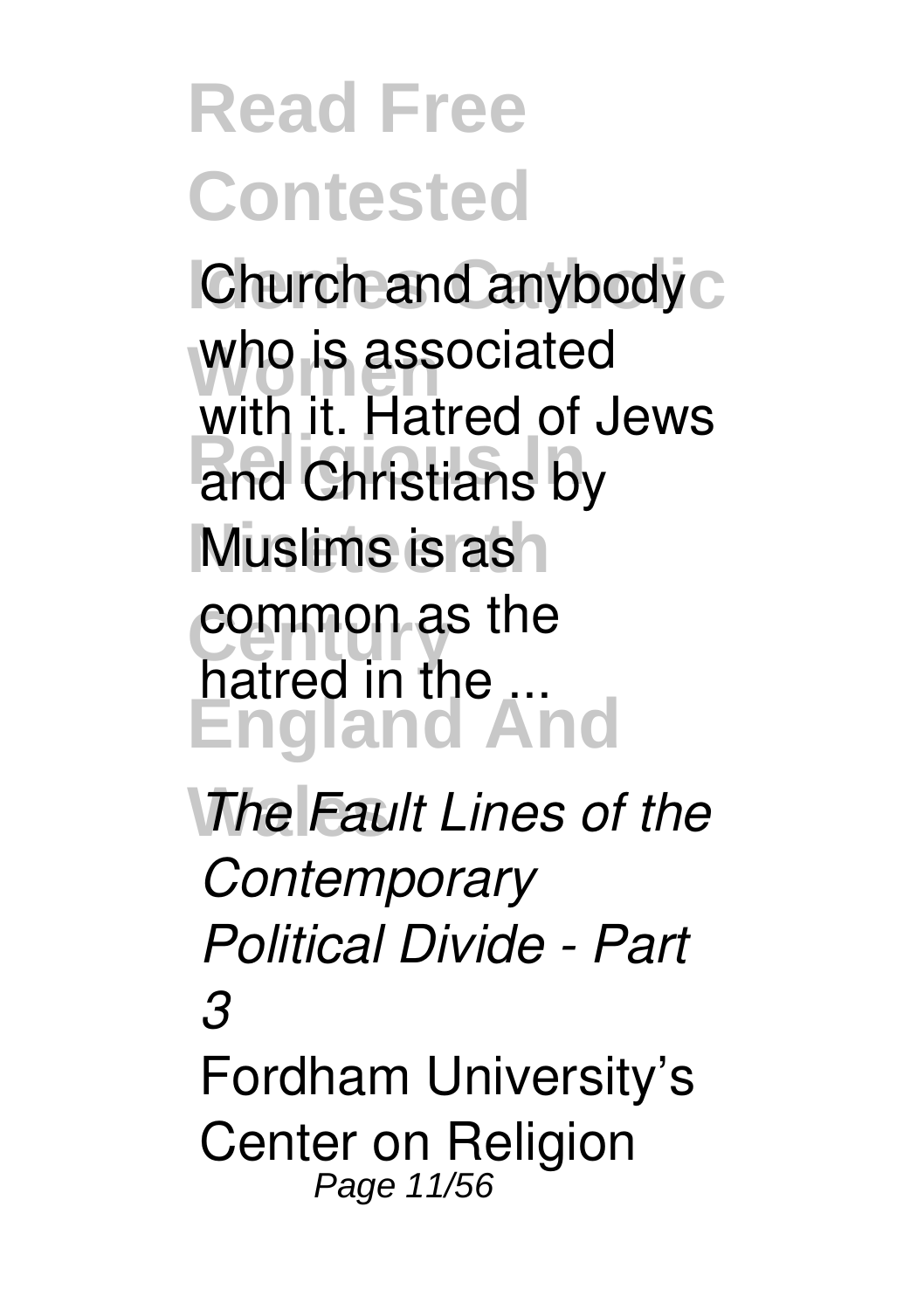Church and anybody who is associated with it. Hatred of Jews and Christians by Muslims is as common as the hatred in the ...

*The Fault Lines of the Contemporary Political Divide - Part 3*

Fordham University's Center on Religion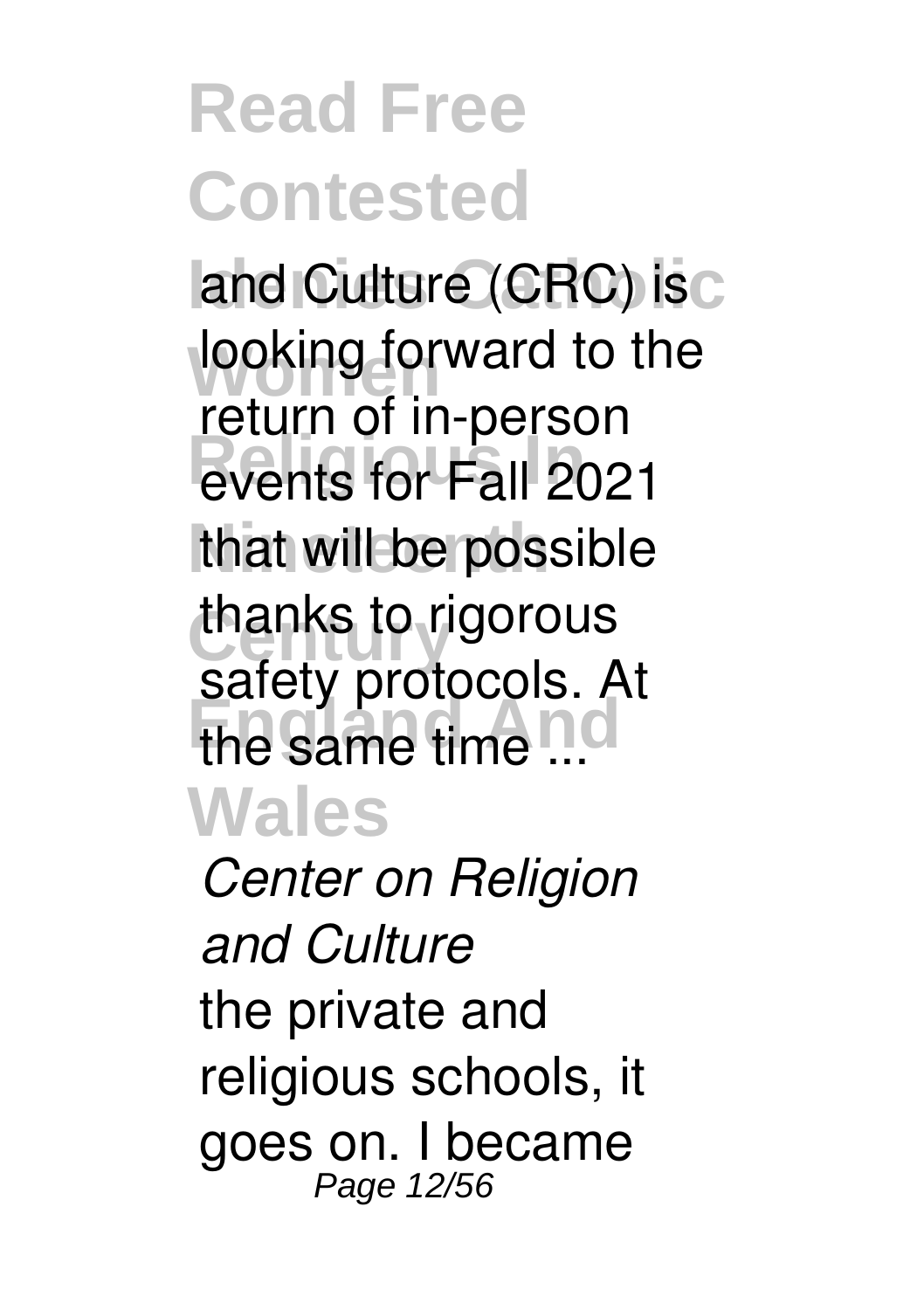and Culture (CRC) is looking forward to the return of in-person events for Fall 2021 that will be possible thanks to rigorous safety protocols. At the same time ...

*Center on Religion and Culture*

the private and religious schools, it goes on. I became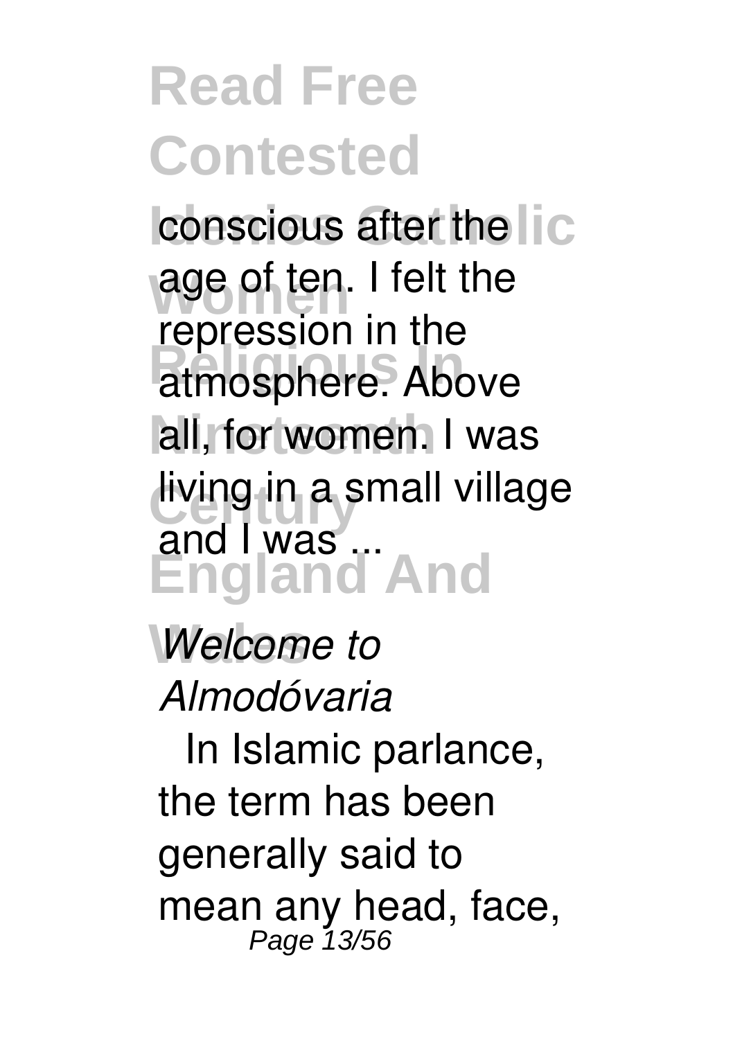conscious after the age of ten. I felt the repression in the atmosphere. Above all, for women. I was living in a small village and I was ...

*Welcome to Almodóvaria*

In Islamic parlance, the term has been generally said to mean any head, face,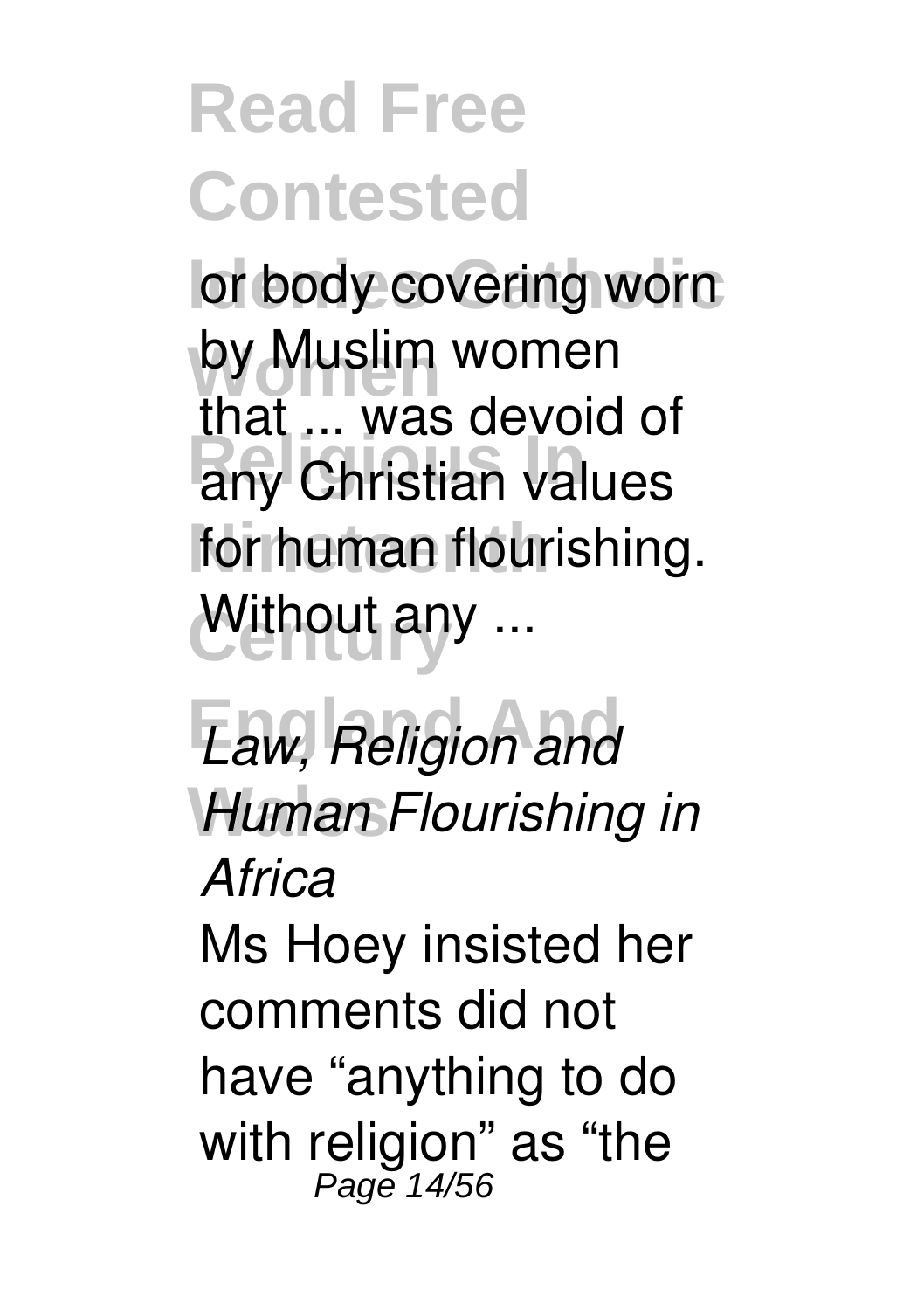or body covering worn by Muslim women that ... was devoid of any Christian values for human flourishing. Without any ...

*Law, Religion and Human Flourishing in Africa*

Ms Hoey insisted her comments did not have “anything to do with religion” as “the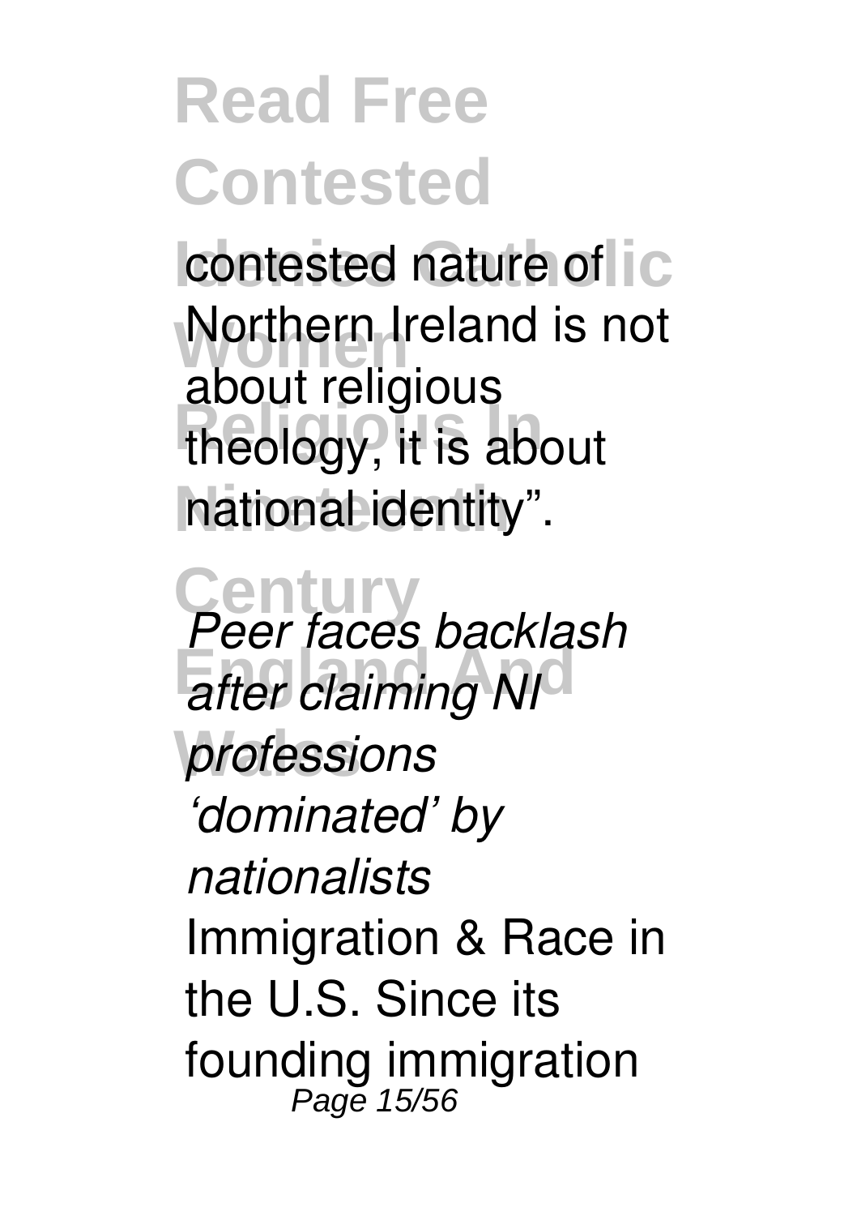contested nature of Northern Ireland is not about religious theology, it is about national identity".

*Peer faces backlash after claiming NI professions 'dominated' by nationalists*

Immigration & Race in the U.S. Since its founding immigration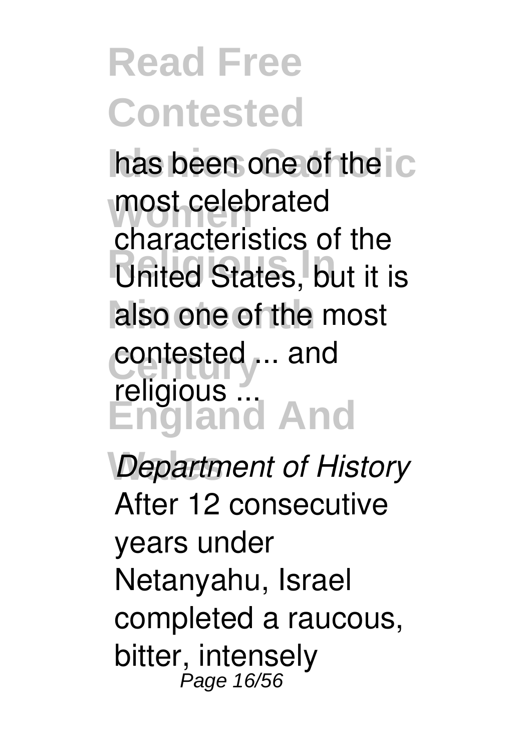has been one of the most celebrated characteristics of the United States, but it is also one of the most contested ... and religious ...

*Department of History*

After 12 consecutive years under Netanyahu, Israel completed a raucous, bitter, intensely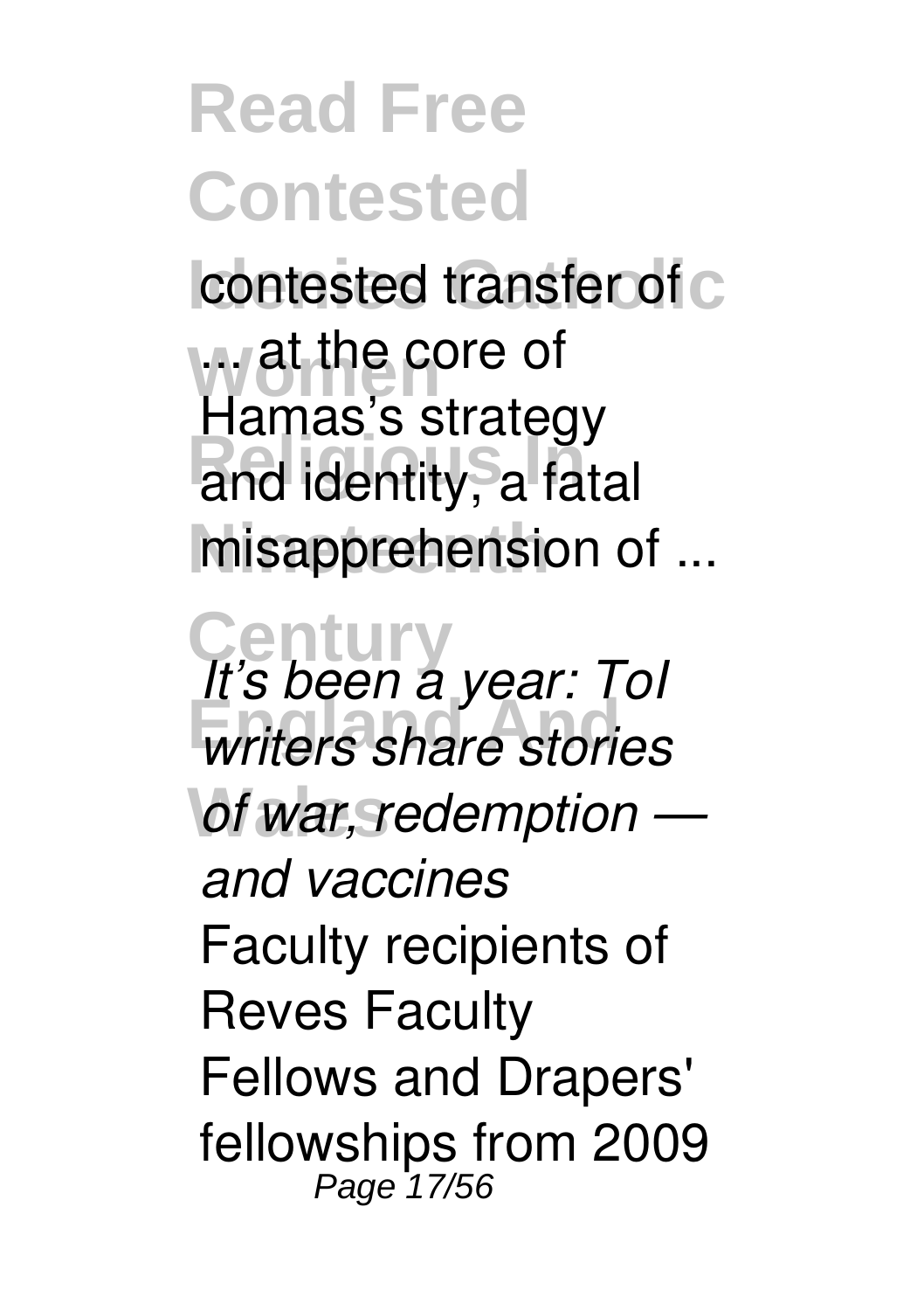contested transfer of ... at the core of Hamas's strategy and identity, a fatal misapprehension of ...

*It's been a year: ToI writers share stories of war, redemption — and vaccines*

Faculty recipients of Reves Faculty Fellows and Drapers' fellowships from 2009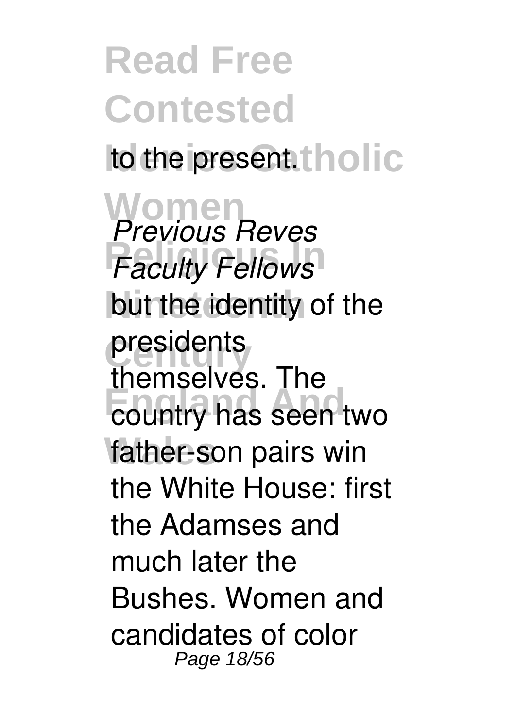to the present.

*Previous Reves Faculty Fellows*
but the identity of the presidents themselves. The country has seen two father-son pairs win the White House: first the Adamses and much later the Bushes. Women and candidates of color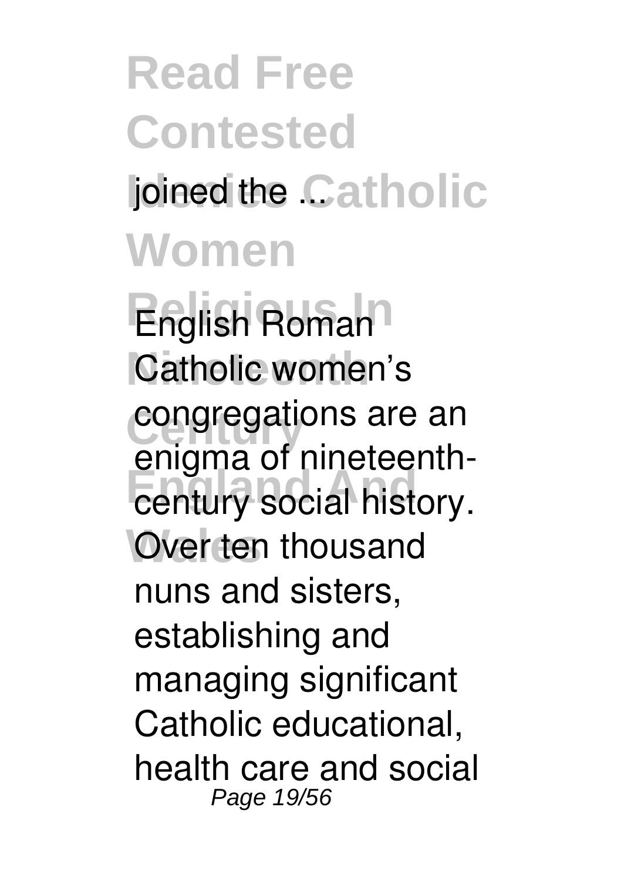joined the ...

English Roman Catholic women's congregations are an enigma of nineteenth-century social history. Over ten thousand nuns and sisters, establishing and managing significant Catholic educational, health care and social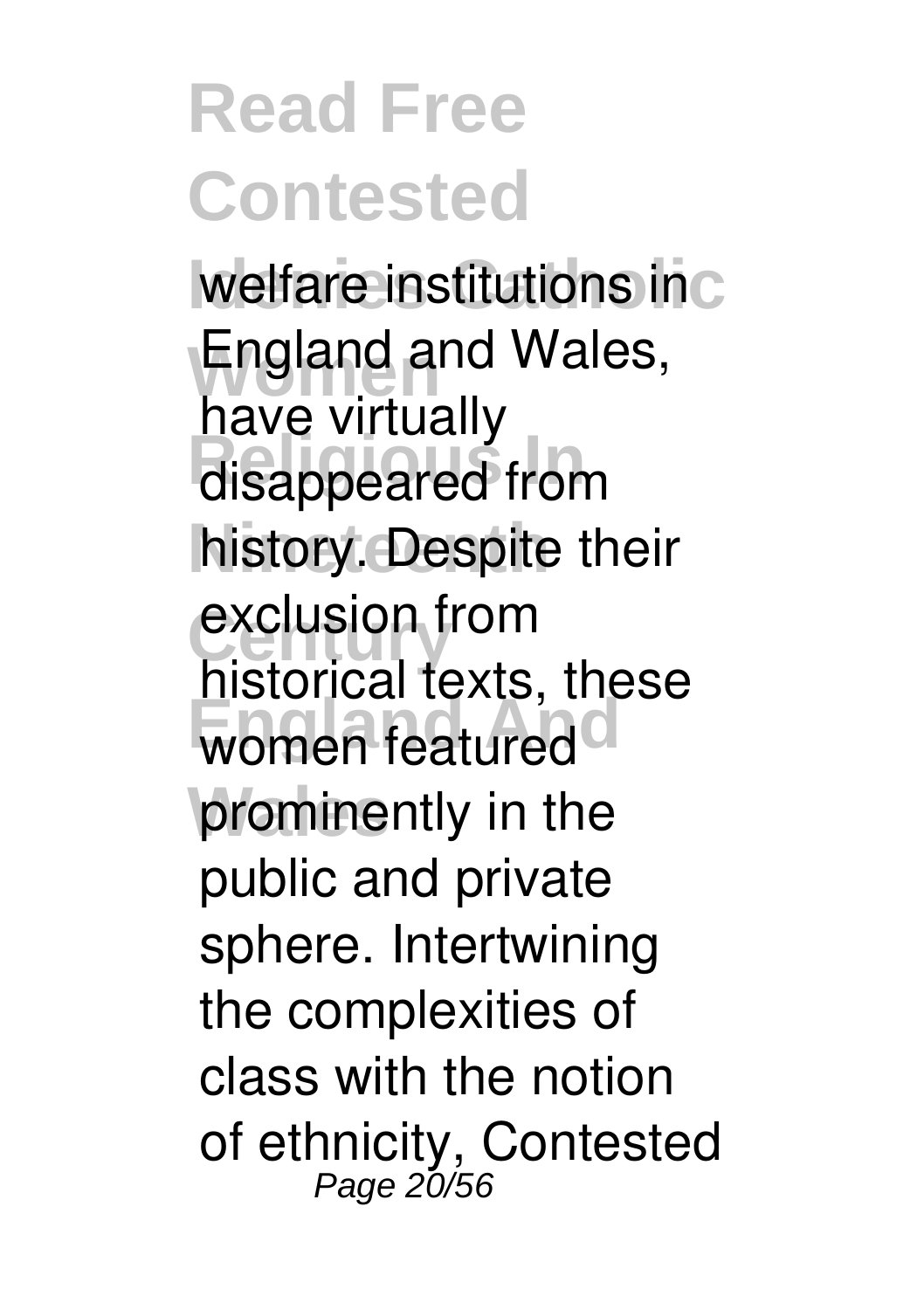welfare institutions in England and Wales, have virtually disappeared from history. Despite their exclusion from historical texts, these women featured prominently in the public and private sphere. Intertwining the complexities of class with the notion of ethnicity, Contested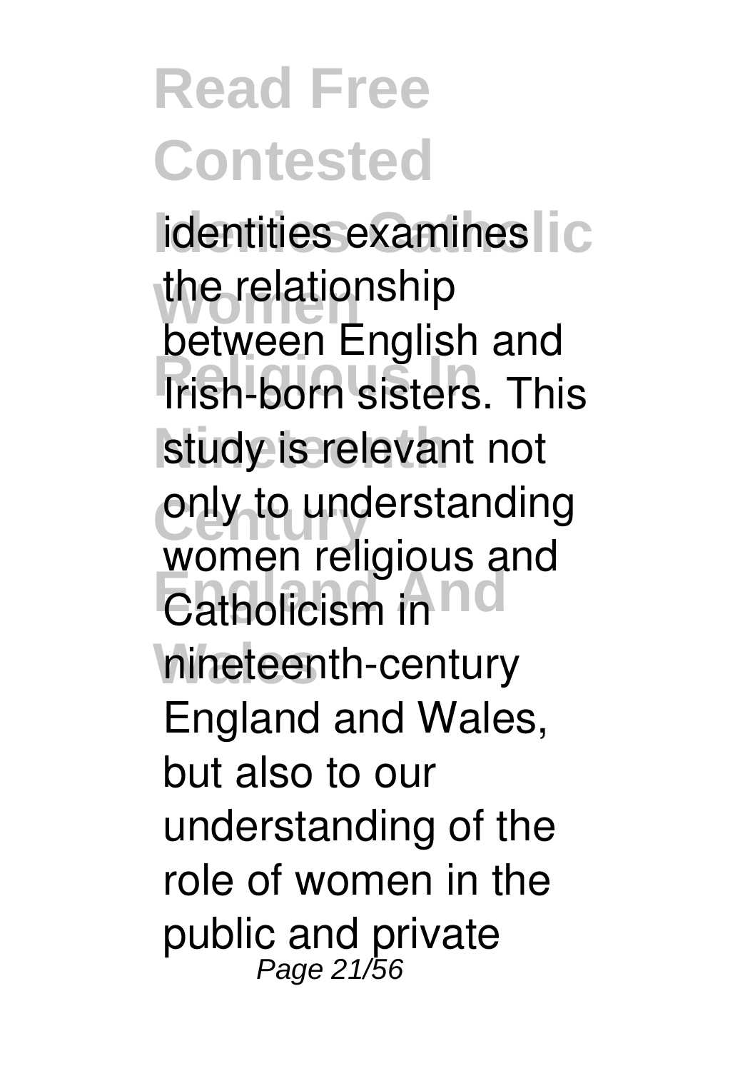identities examines the relationship between English and Irish-born sisters. This study is relevant not only to understanding women religious and Catholicism in nineteenth-century England and Wales, but also to our understanding of the role of women in the public and private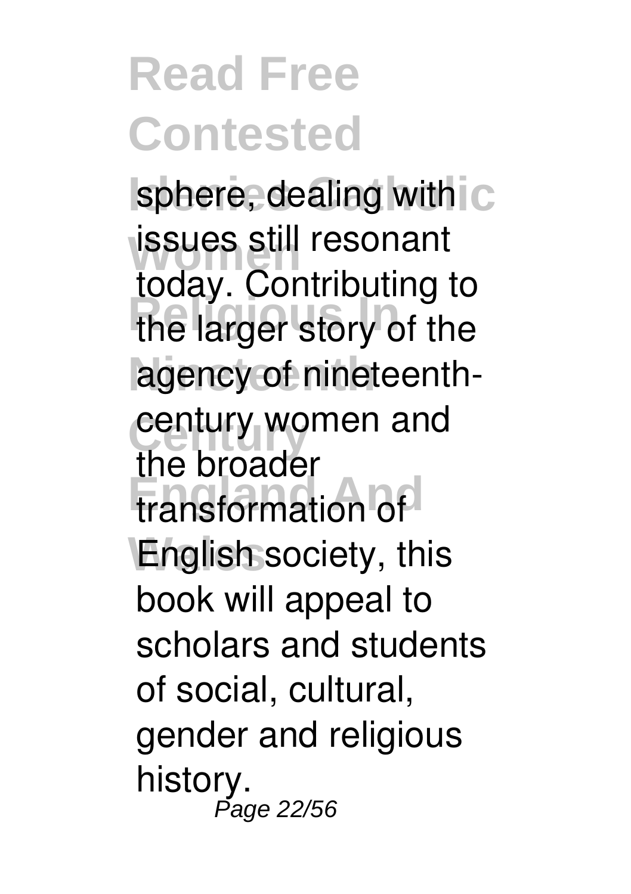sphere, dealing with issues still resonant today. Contributing to the larger story of the agency of nineteenth-century women and the broader transformation of English society, this book will appeal to scholars and students of social, cultural, gender and religious history.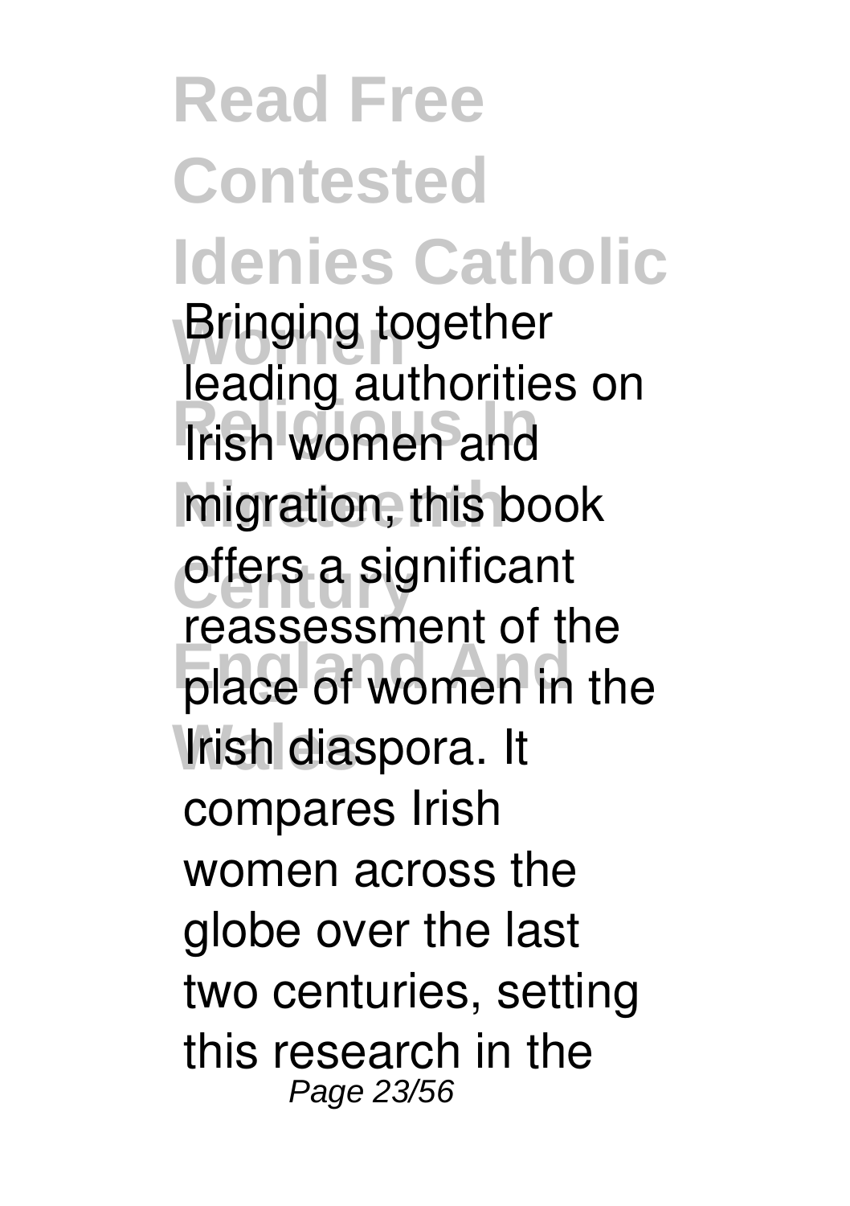Bringing together leading authorities on Irish women and migration, this book offers a significant reassessment of the place of women in the Irish diaspora. It compares Irish women across the globe over the last two centuries, setting this research in the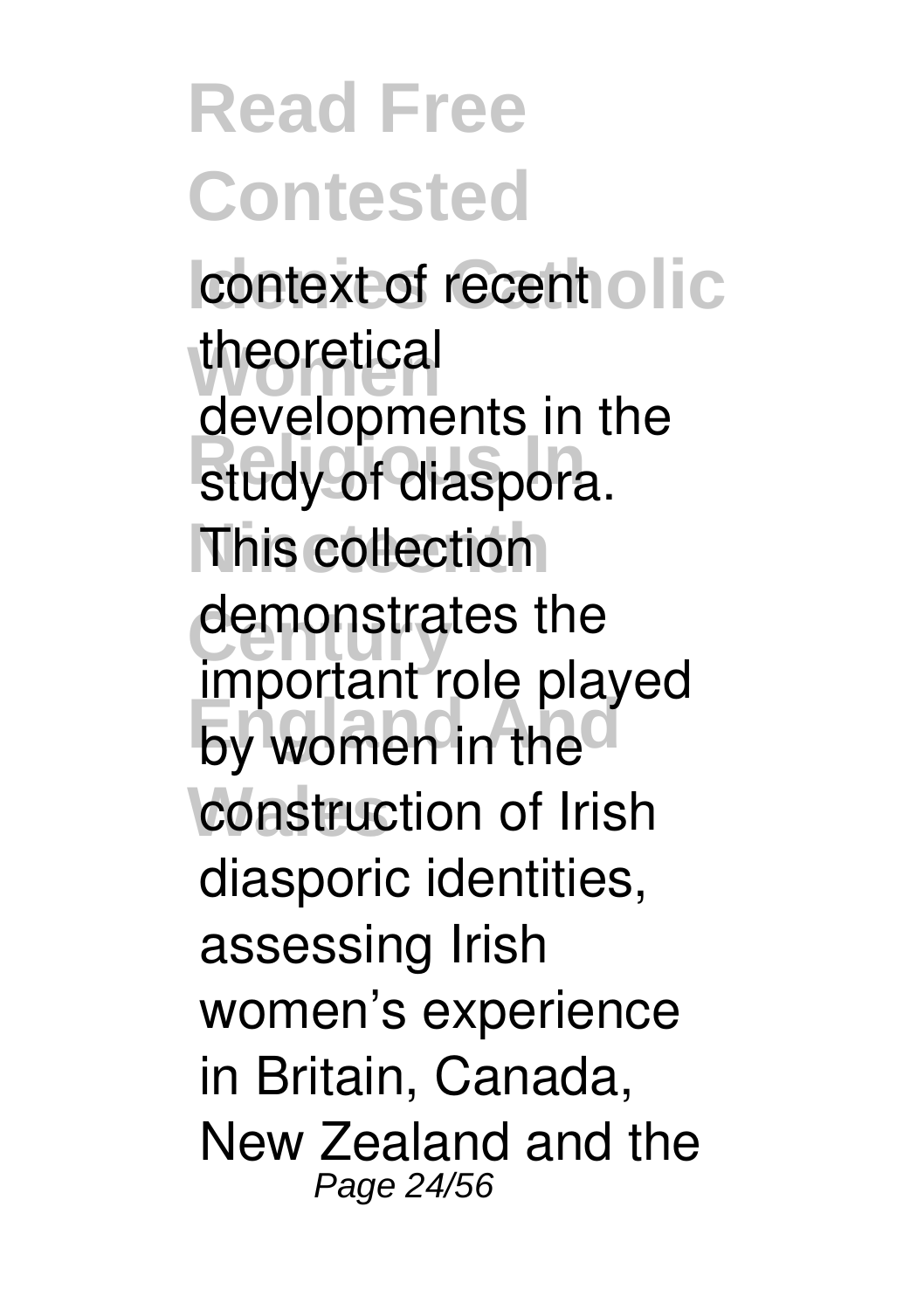context of recent theoretical developments in the study of diaspora. This collection demonstrates the important role played by women in the construction of Irish diasporic identities, assessing Irish women's experience in Britain, Canada, New Zealand and the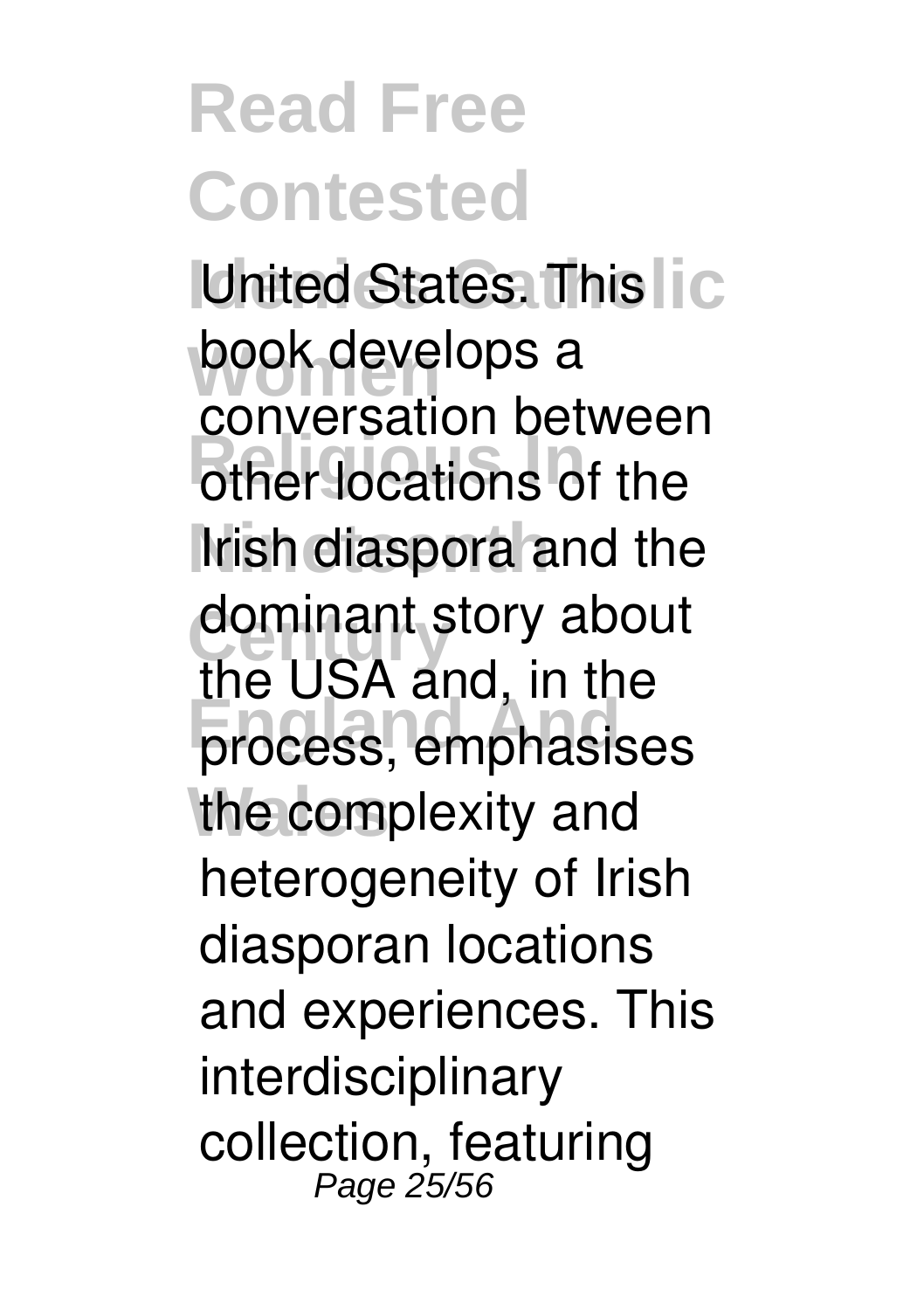United States. This book develops a conversation between other locations of the Irish diaspora and the dominant story about the USA and, in the process, emphasises the complexity and heterogeneity of Irish diasporan locations and experiences. This interdisciplinary collection, featuring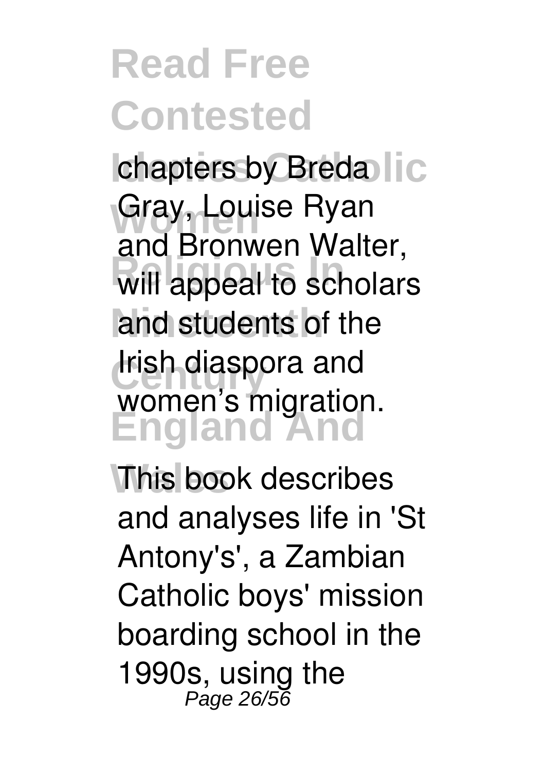chapters by Breda Gray, Louise Ryan and Bronwen Walter, will appeal to scholars and students of the Irish diaspora and women's migration.

This book describes and analyses life in 'St Antony's', a Zambian Catholic boys' mission boarding school in the 1990s, using the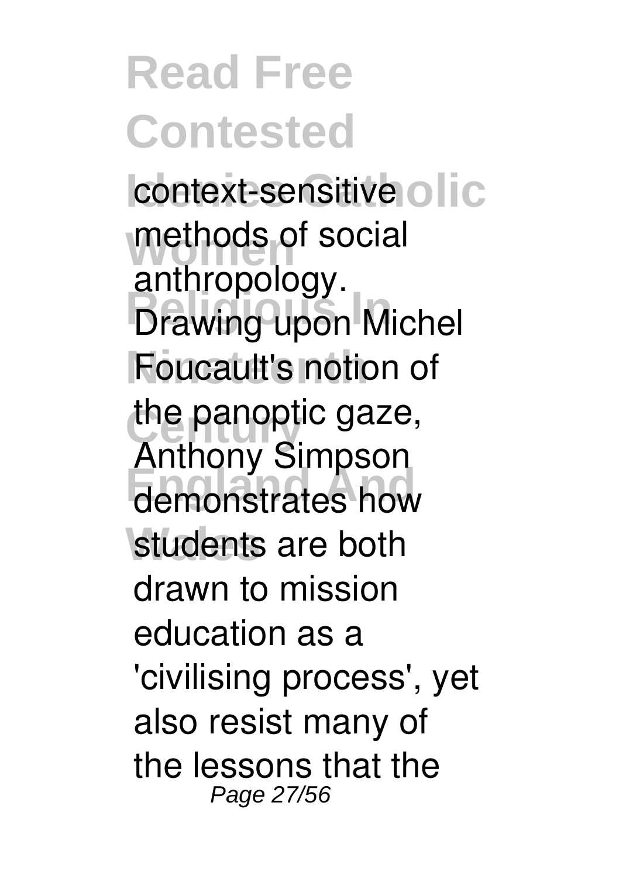context-sensitive methods of social anthropology. Drawing upon Michel Foucault's notion of the panoptic gaze, Anthony Simpson demonstrates how students are both drawn to mission education as a 'civilising process', yet also resist many of the lessons that the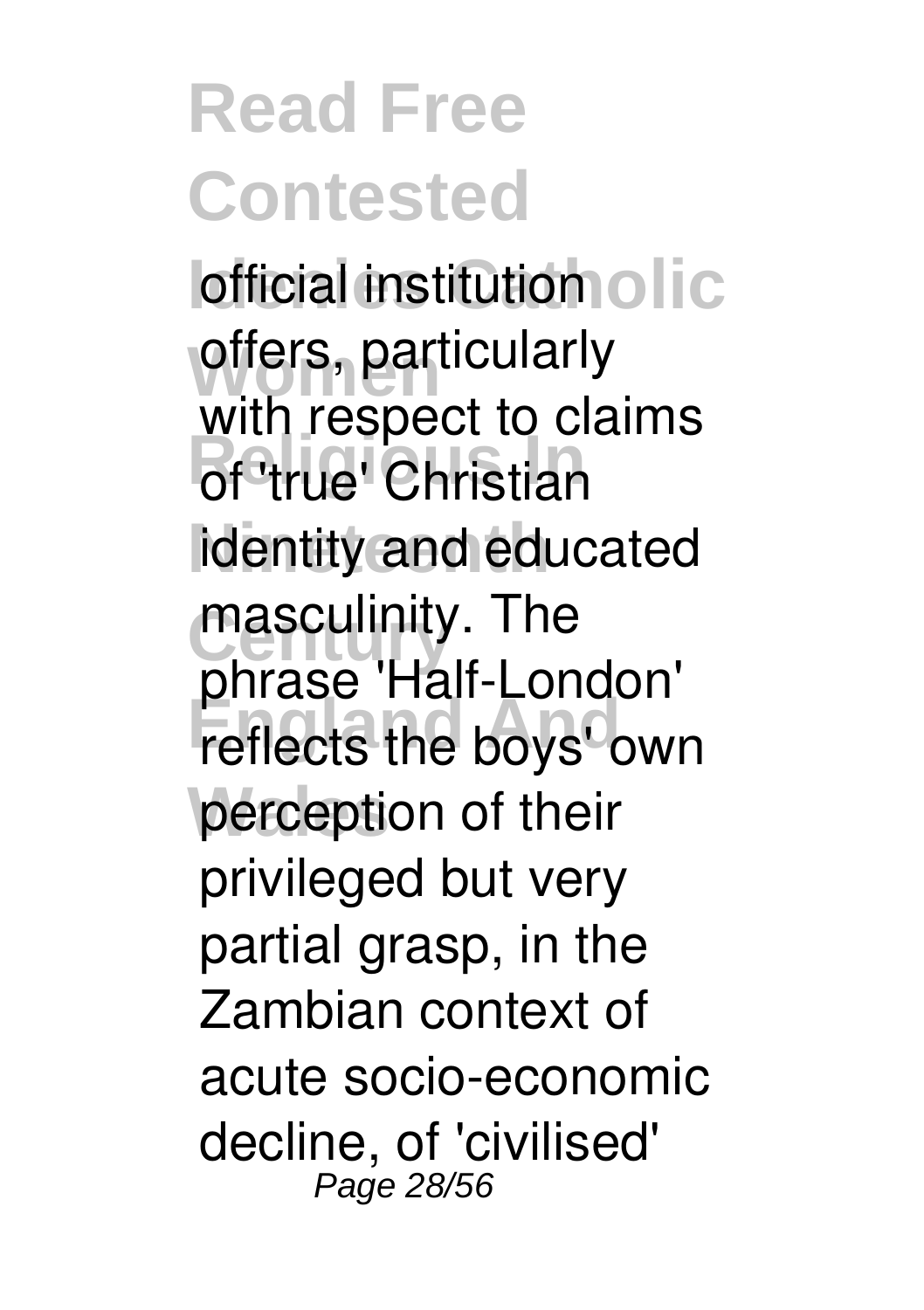official institution offers, particularly with respect to claims of 'true' Christian identity and educated masculinity. The phrase 'Half-London' reflects the boys' own perception of their privileged but very partial grasp, in the Zambian context of acute socio-economic decline, of 'civilised'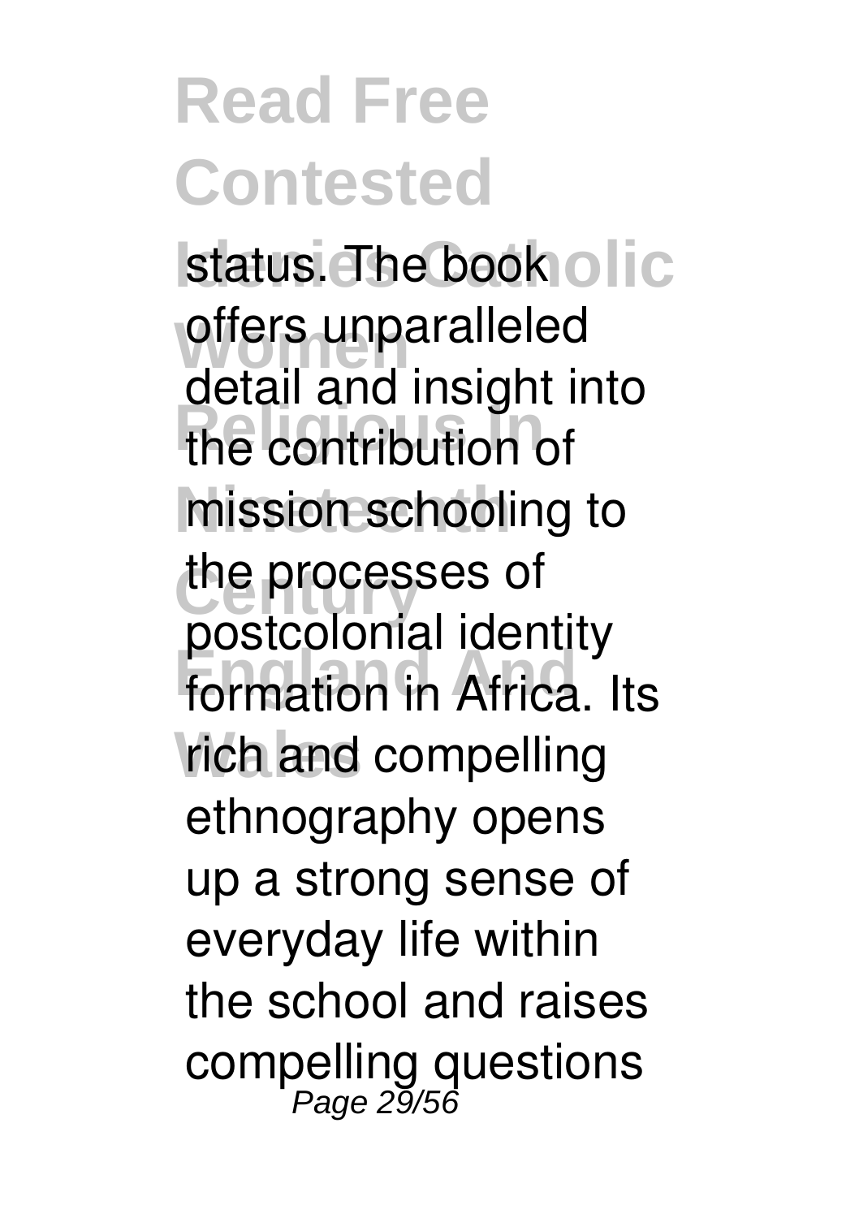status. The book offers unparalleled detail and insight into the contribution of mission schooling to the processes of postcolonial identity formation in Africa. Its rich and compelling ethnography opens up a strong sense of everyday life within the school and raises compelling questions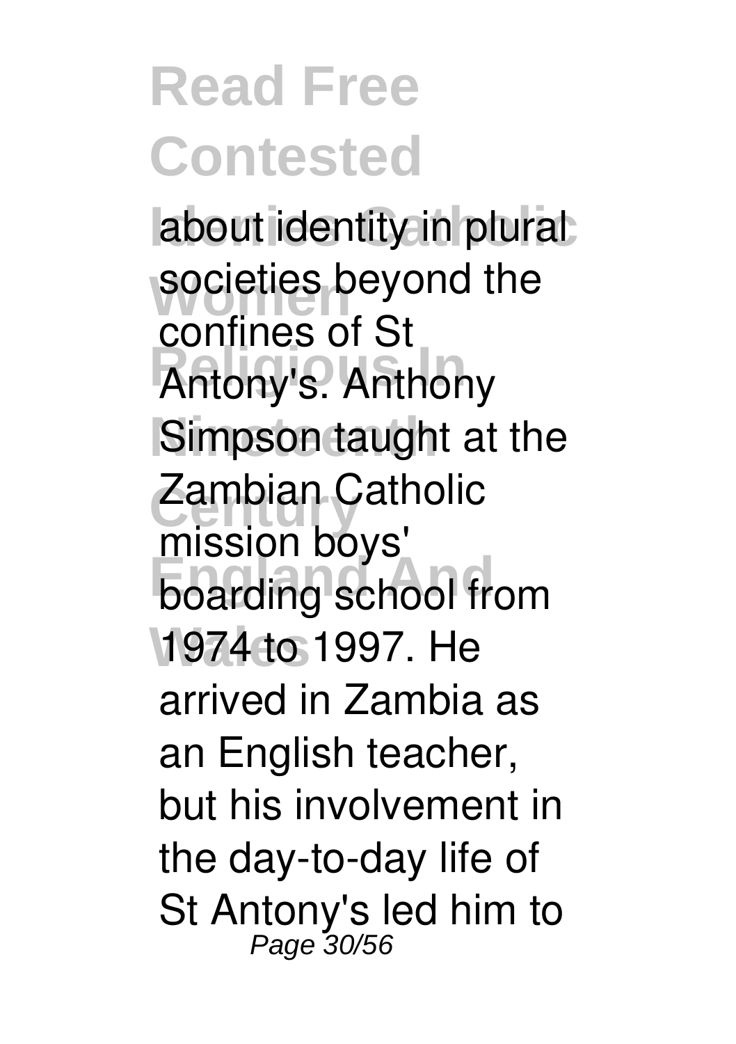about identity in plural societies beyond the confines of St Antony's. Anthony Simpson taught at the Zambian Catholic mission boys' boarding school from 1974 to 1997. He arrived in Zambia as an English teacher, but his involvement in the day-to-day life of St Antony's led him to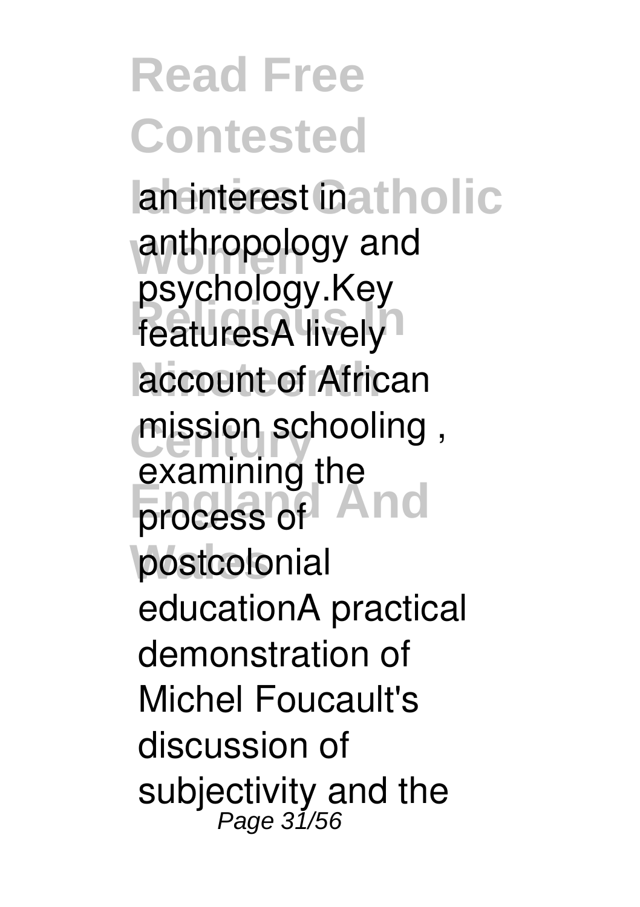an interest in anthropology and psychology.Key featuresA lively account of African mission schooling , examining the process of postcolonial educationA practical demonstration of Michel Foucault's discussion of subjectivity and the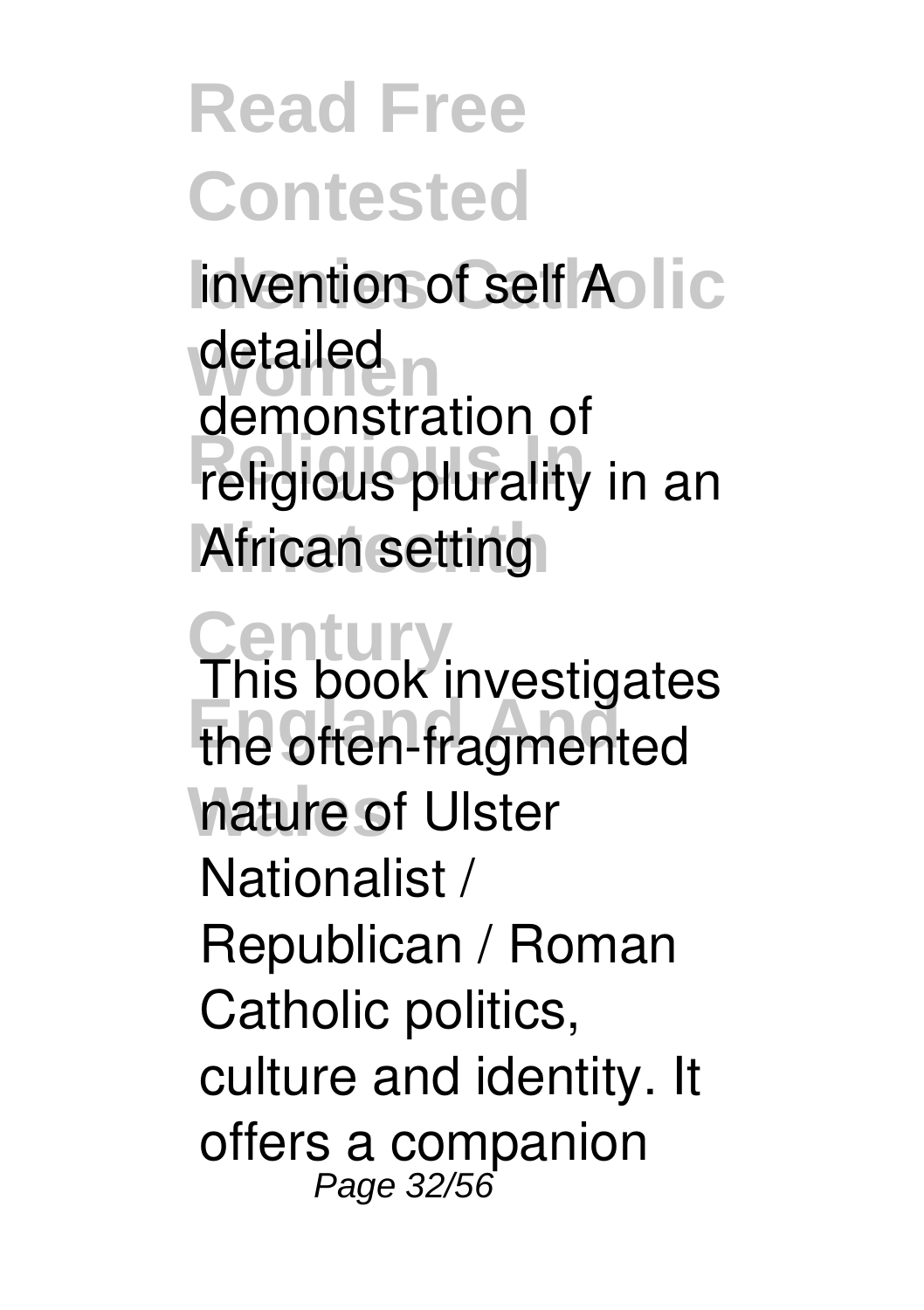invention of self A detailed demonstration of religious plurality in an African setting

This book investigates the often-fragmented nature of Ulster Nationalist / Republican / Roman Catholic politics, culture and identity. It offers a companion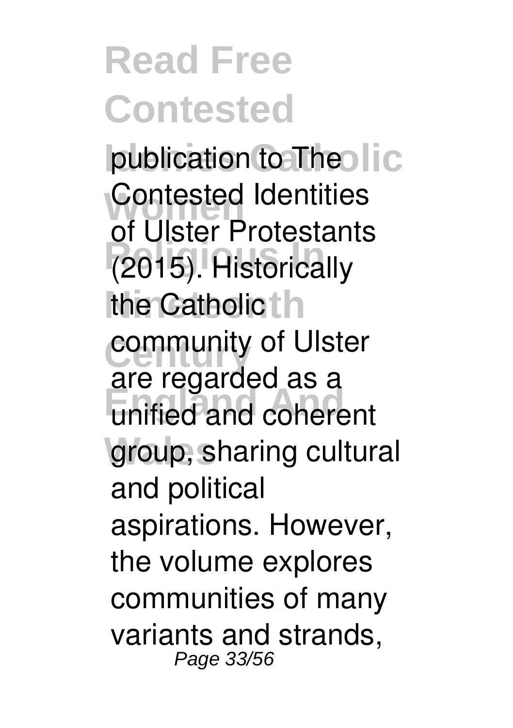publication to The Contested Identities of Ulster Protestants (2015). Historically the Catholic community of Ulster are regarded as a unified and coherent group, sharing cultural and political aspirations. However, the volume explores communities of many variants and strands,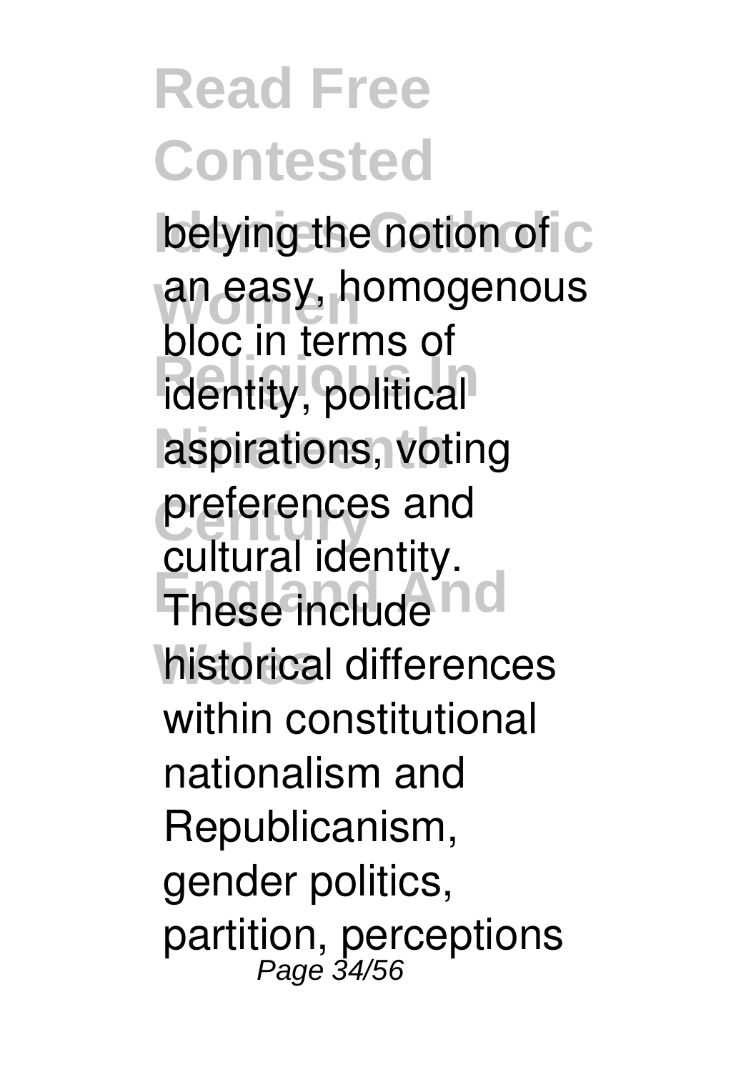belying the notion of an easy, homogenous bloc in terms of identity, political aspirations, voting preferences and cultural identity. These include historical differences within constitutional nationalism and Republicanism, gender politics, partition, perceptions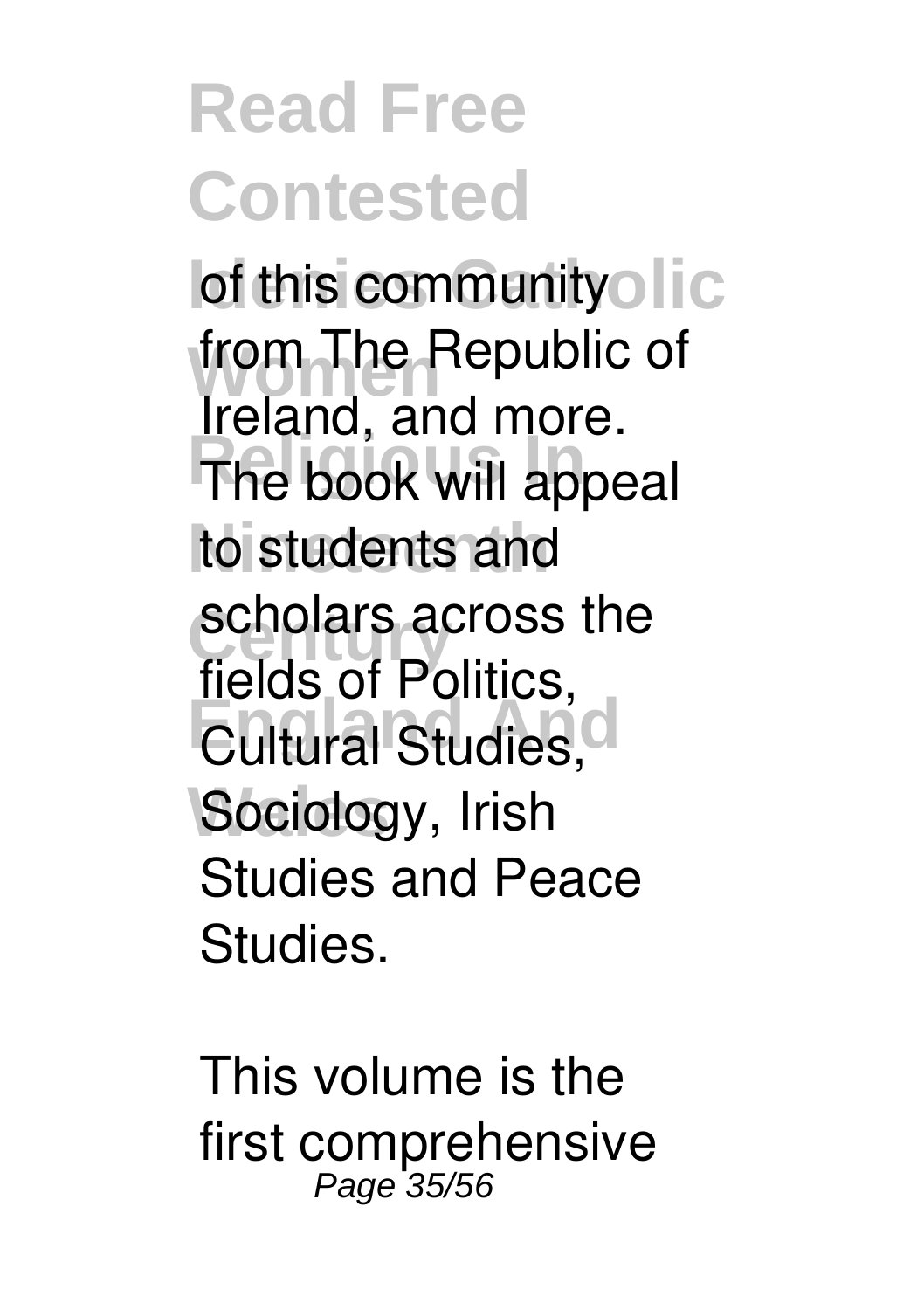of this community from The Republic of Ireland, and more. The book will appeal to students and scholars across the fields of Politics, Cultural Studies, Sociology, Irish Studies and Peace Studies.

This volume is the first comprehensive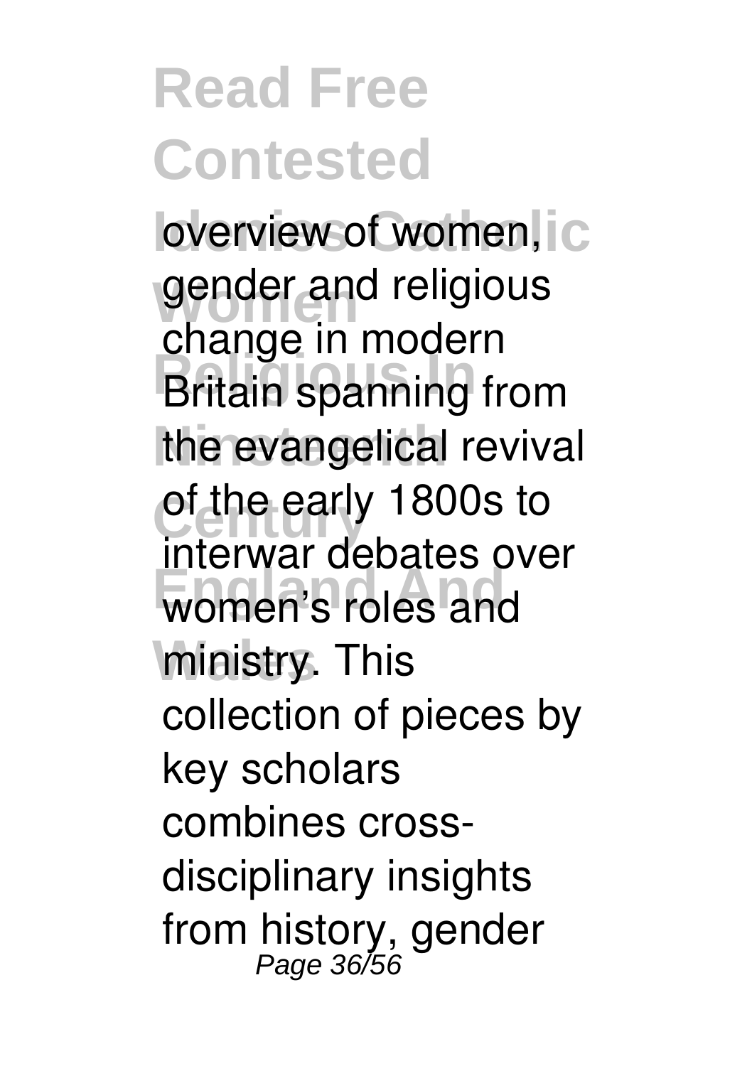overview of women, gender and religious change in modern Britain spanning from the evangelical revival of the early 1800s to interwar debates over women's roles and ministry. This collection of pieces by key scholars combines cross-disciplinary insights from history, gender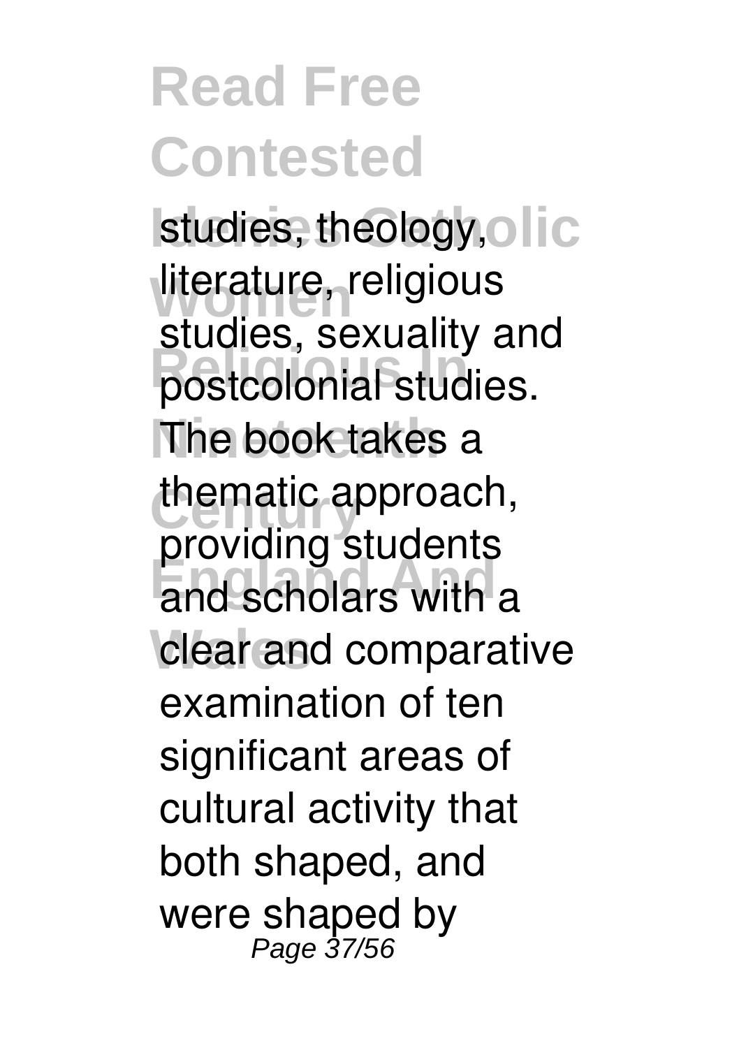studies, theology, literature, religious studies, sexuality and postcolonial studies. The book takes a thematic approach, providing students and scholars with a clear and comparative examination of ten significant areas of cultural activity that both shaped, and were shaped by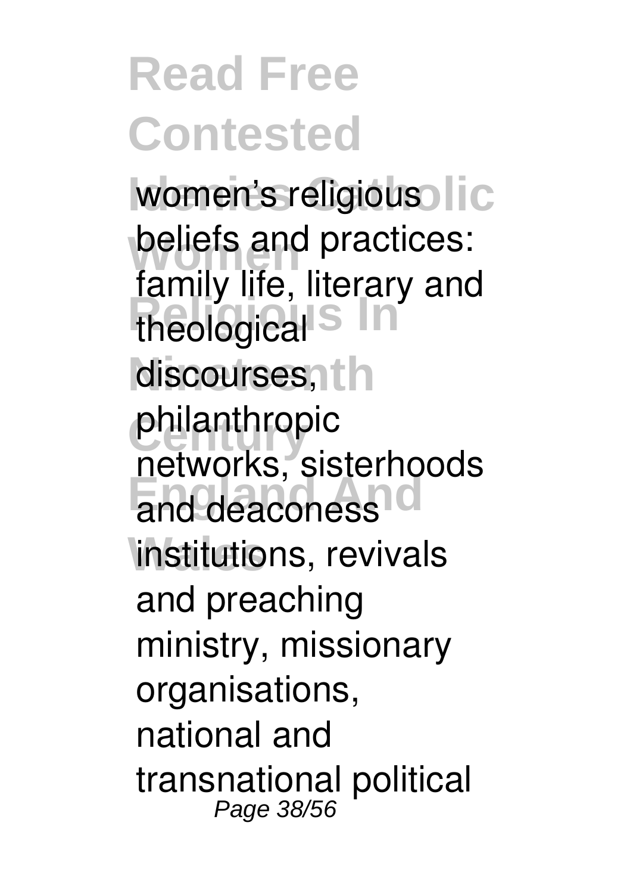women's religious beliefs and practices: family life, literary and theological discourses, philanthropic networks, sisterhoods and deaconess institutions, revivals and preaching ministry, missionary organisations, national and transnational political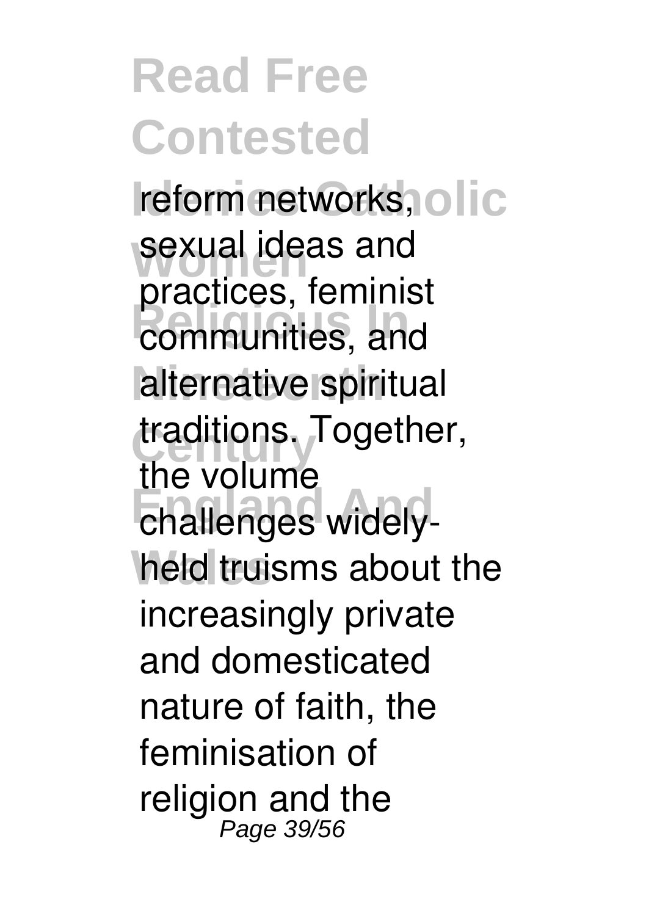reform networks, sexual ideas and practices, feminist communities, and alternative spiritual traditions. Together, the volume challenges widely-held truisms about the increasingly private and domesticated nature of faith, the feminisation of religion and the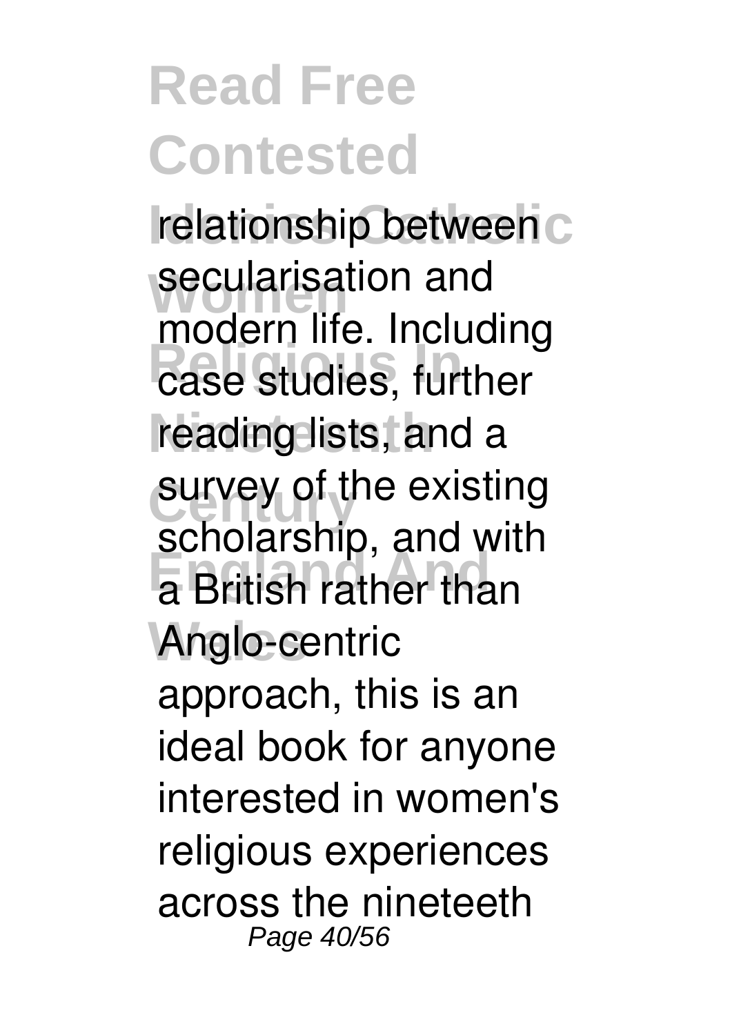relationship between secularisation and modern life. Including case studies, further reading lists, and a survey of the existing scholarship, and with a British rather than Anglo-centric approach, this is an ideal book for anyone interested in women's religious experiences across the nineteeth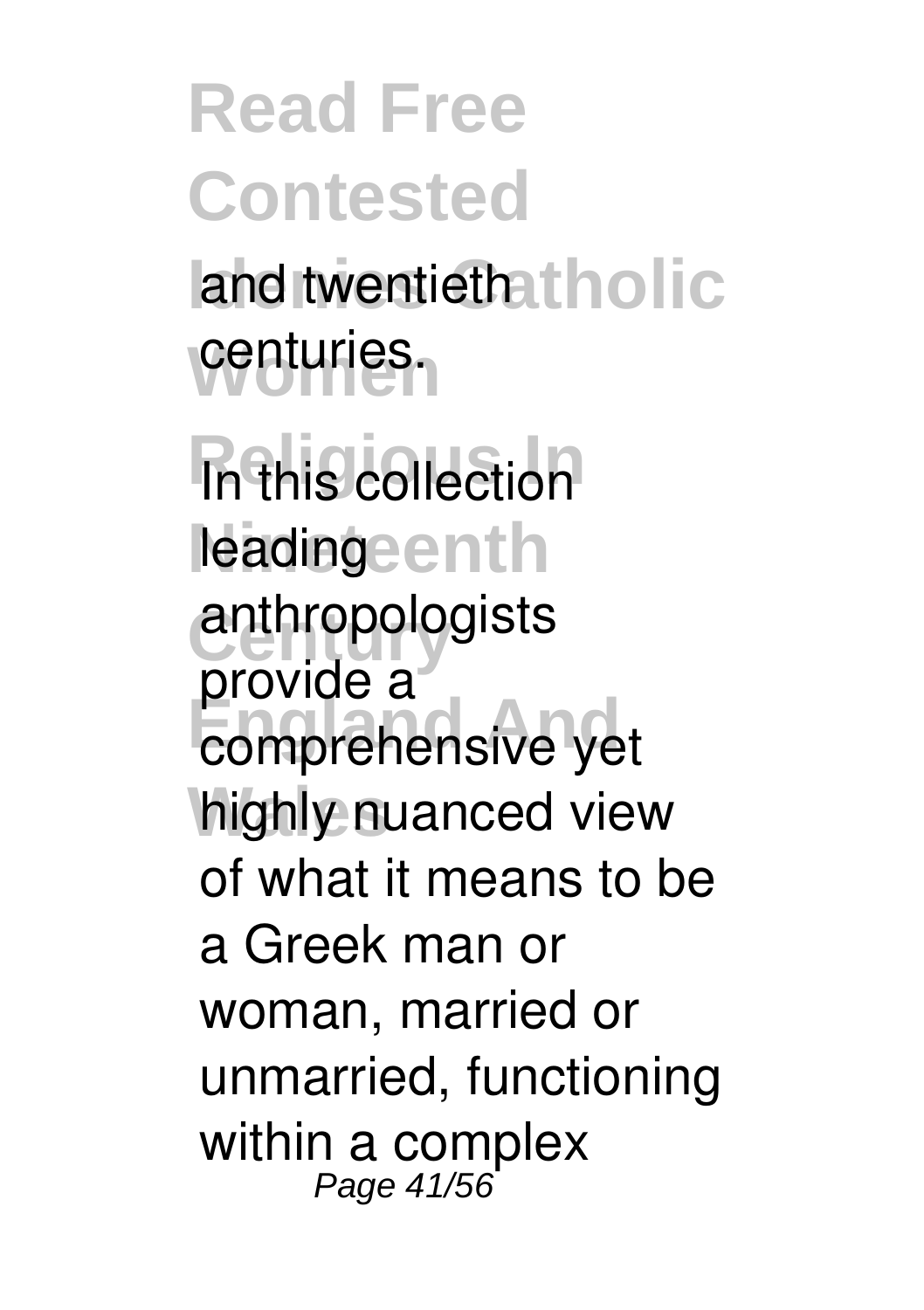and twentieth centuries.

In this collection leading anthropologists provide a comprehensive yet highly nuanced view of what it means to be a Greek man or woman, married or unmarried, functioning within a complex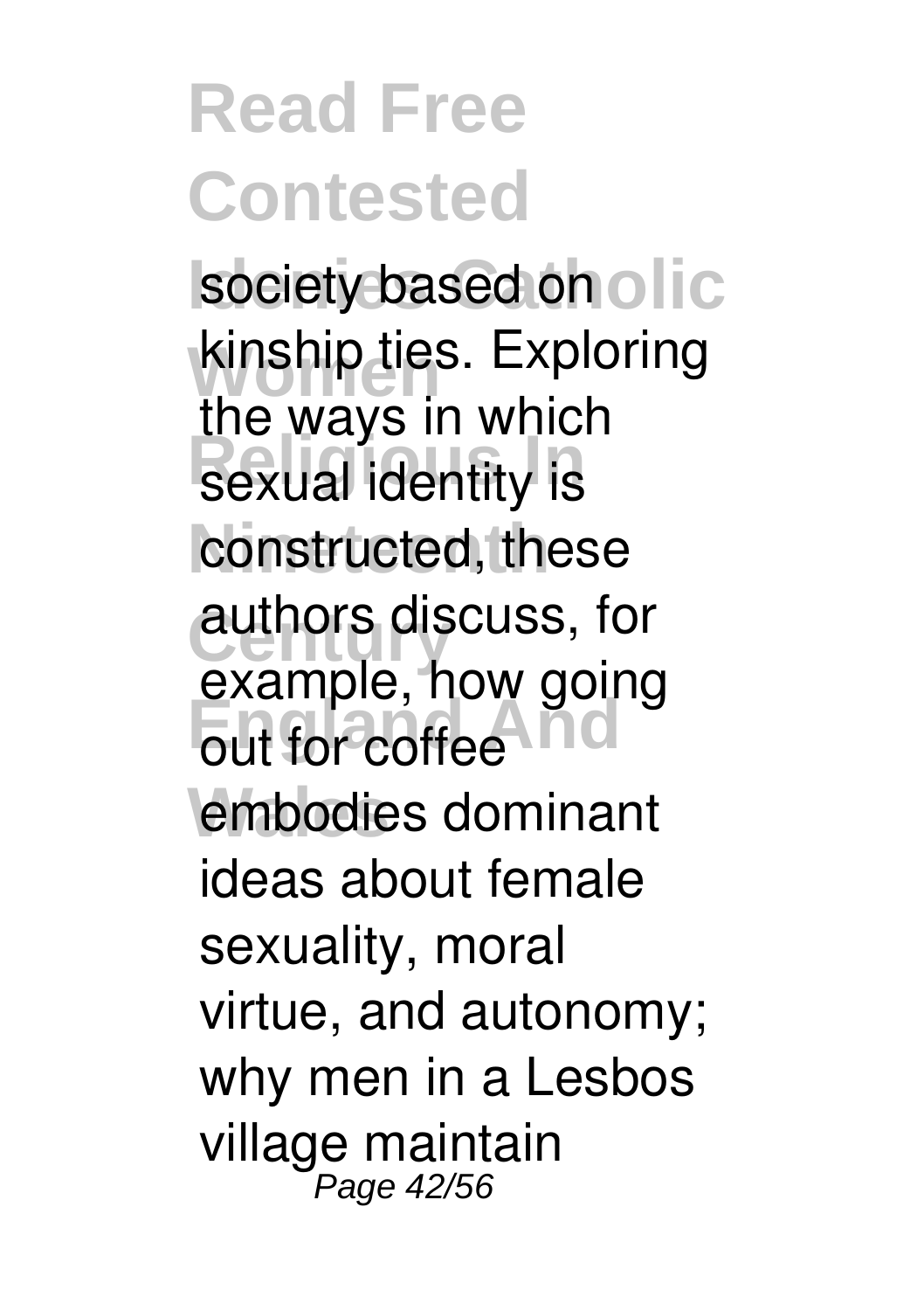society based on kinship ties. Exploring the ways in which sexual identity is constructed, these authors discuss, for example, how going out for coffee embodies dominant ideas about female sexuality, moral virtue, and autonomy; why men in a Lesbos village maintain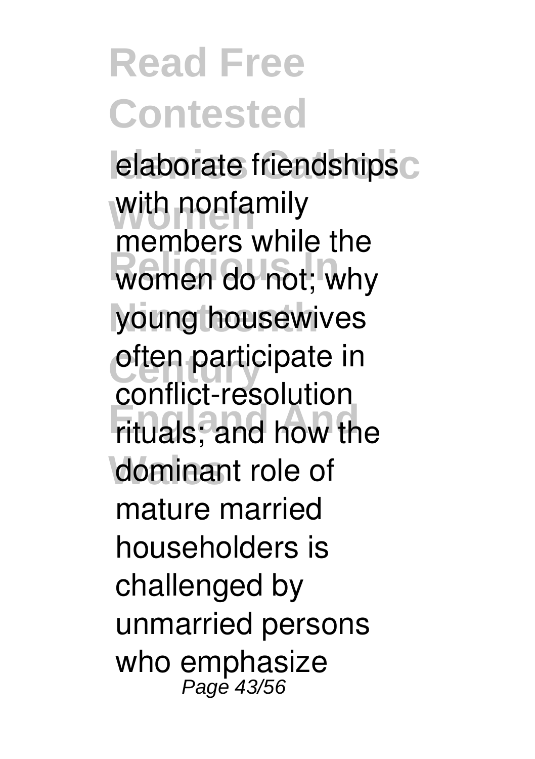elaborate friendships with nonfamily members while the women do not; why young housewives often participate in conflict-resolution rituals; and how the dominant role of mature married householders is challenged by unmarried persons who emphasize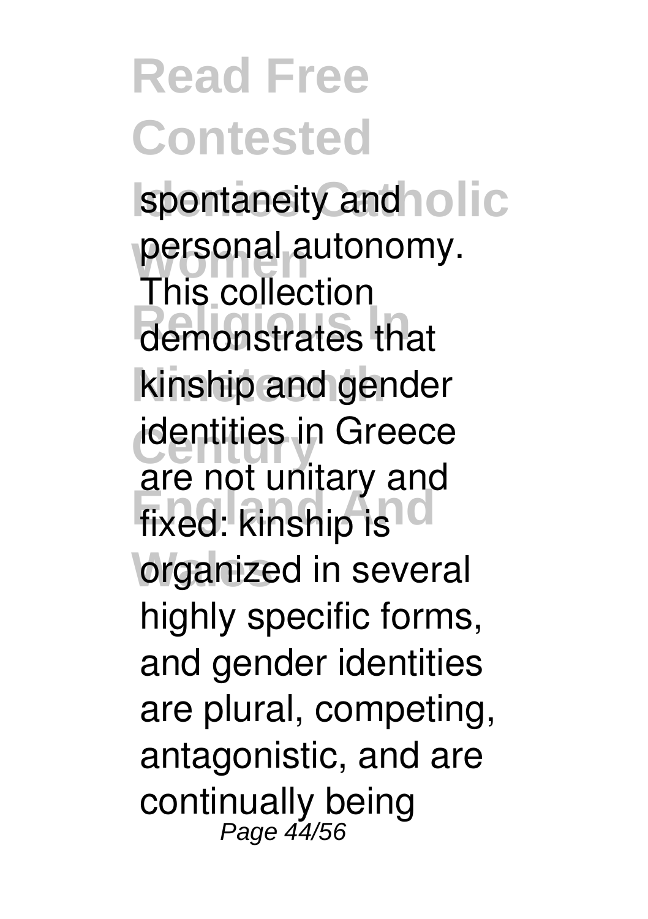spontaneity and personal autonomy. This collection demonstrates that kinship and gender identities in Greece are not unitary and fixed: kinship is organized in several highly specific forms, and gender identities are plural, competing, antagonistic, and are continually being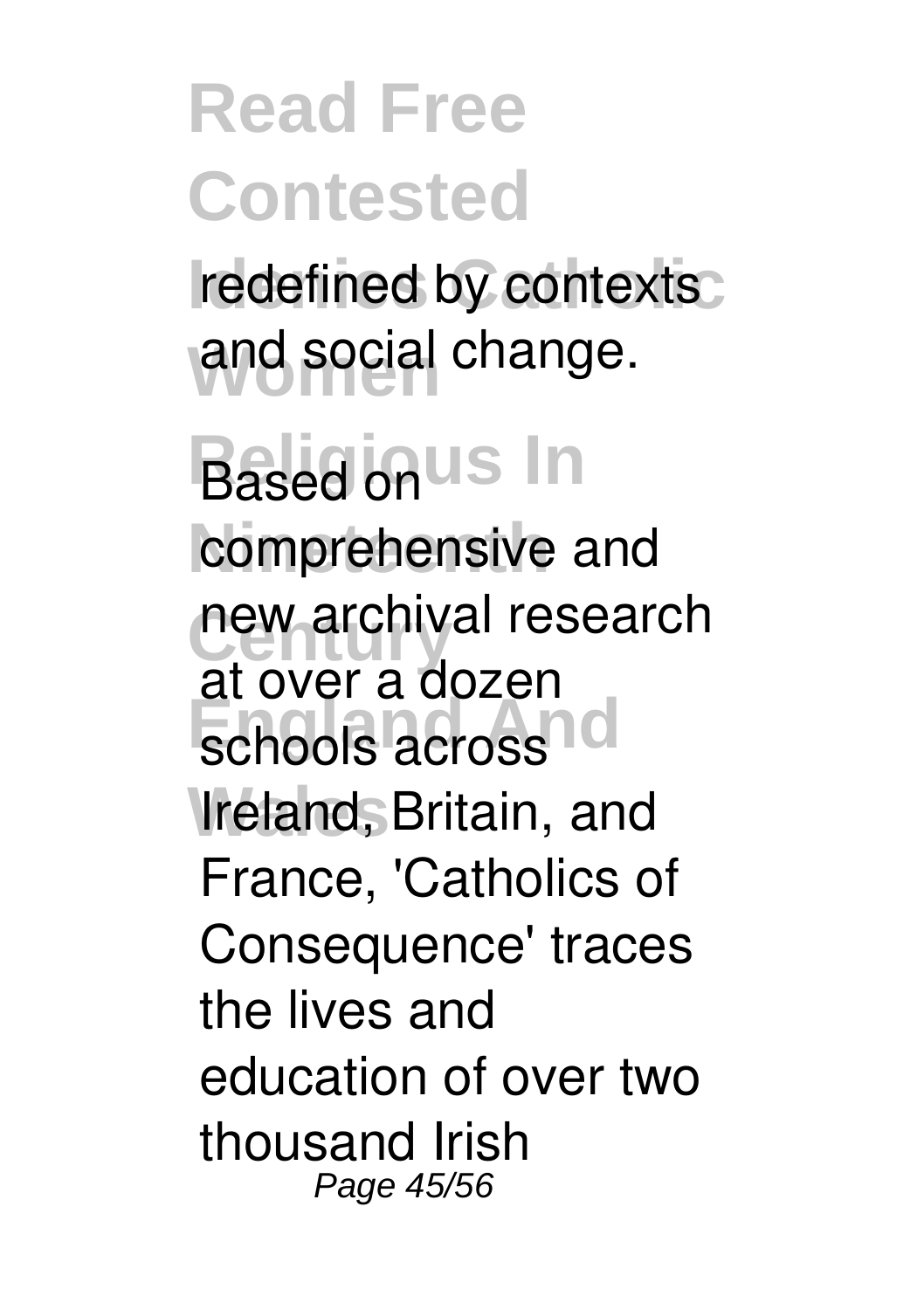redefined by contexts and social change.

Based on comprehensive and new archival research at over a dozen schools across Ireland, Britain, and France, 'Catholics of Consequence' traces the lives and education of over two thousand Irish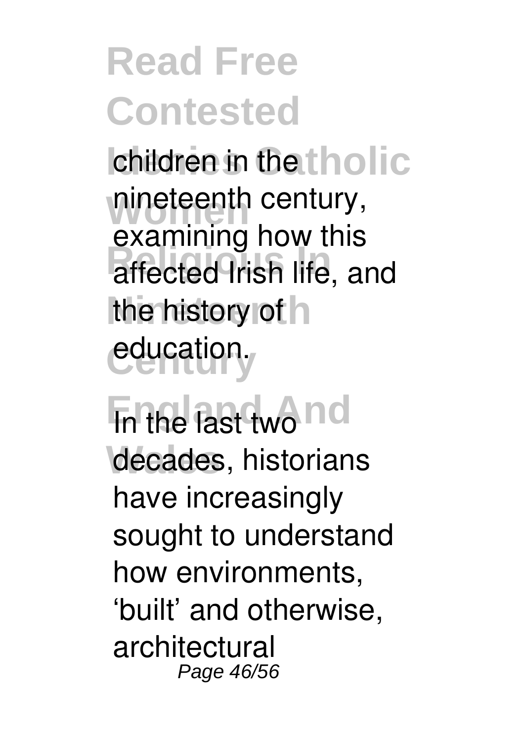children in the nineteenth century, examining how this affected Irish life, and the history of education.

In the last two decades, historians have increasingly sought to understand how environments, 'built' and otherwise, architectural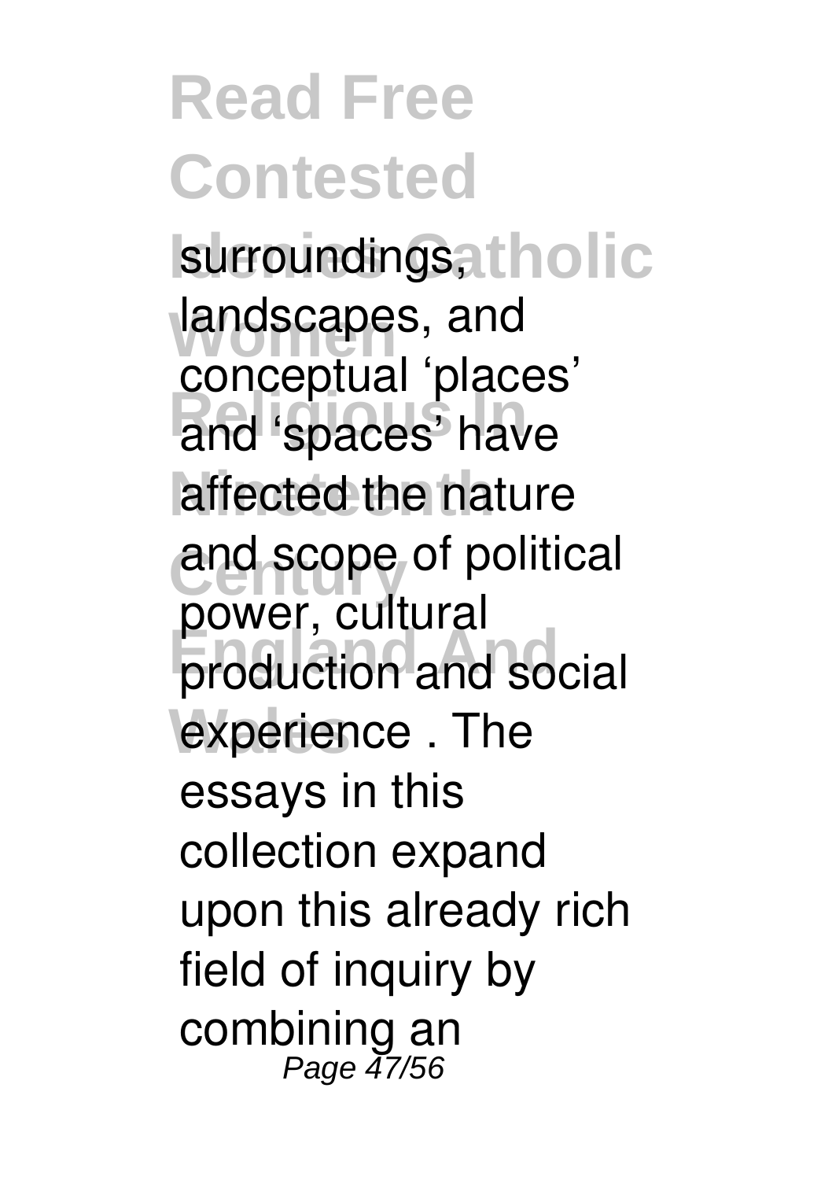surroundings, landscapes, and conceptual 'places' and 'spaces' have affected the nature and scope of political power, cultural production and social experience . The essays in this collection expand upon this already rich field of inquiry by combining an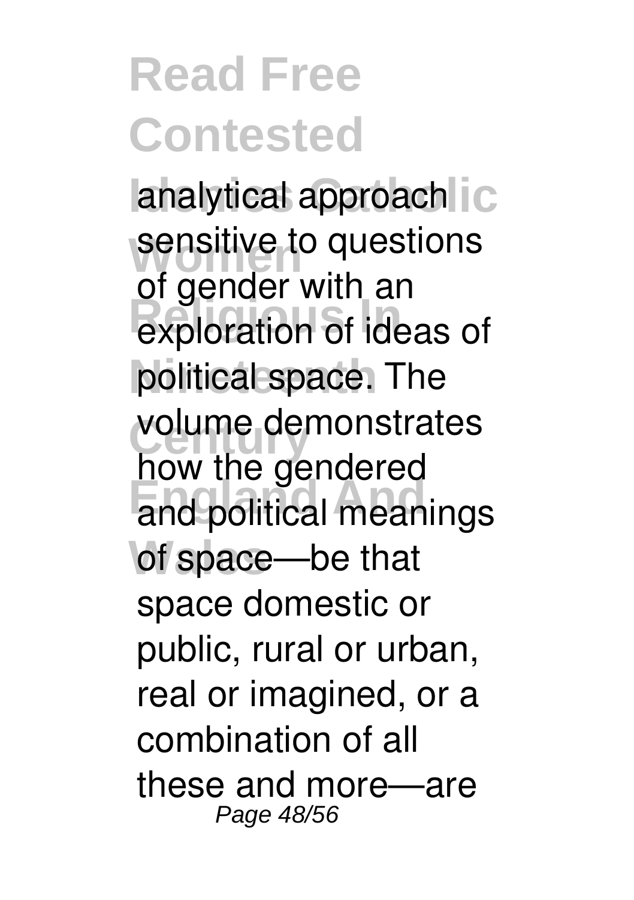analytical approach sensitive to questions of gender with an exploration of ideas of political space. The volume demonstrates how the gendered and political meanings of space—be that space domestic or public, rural or urban, real or imagined, or a combination of all these and more—are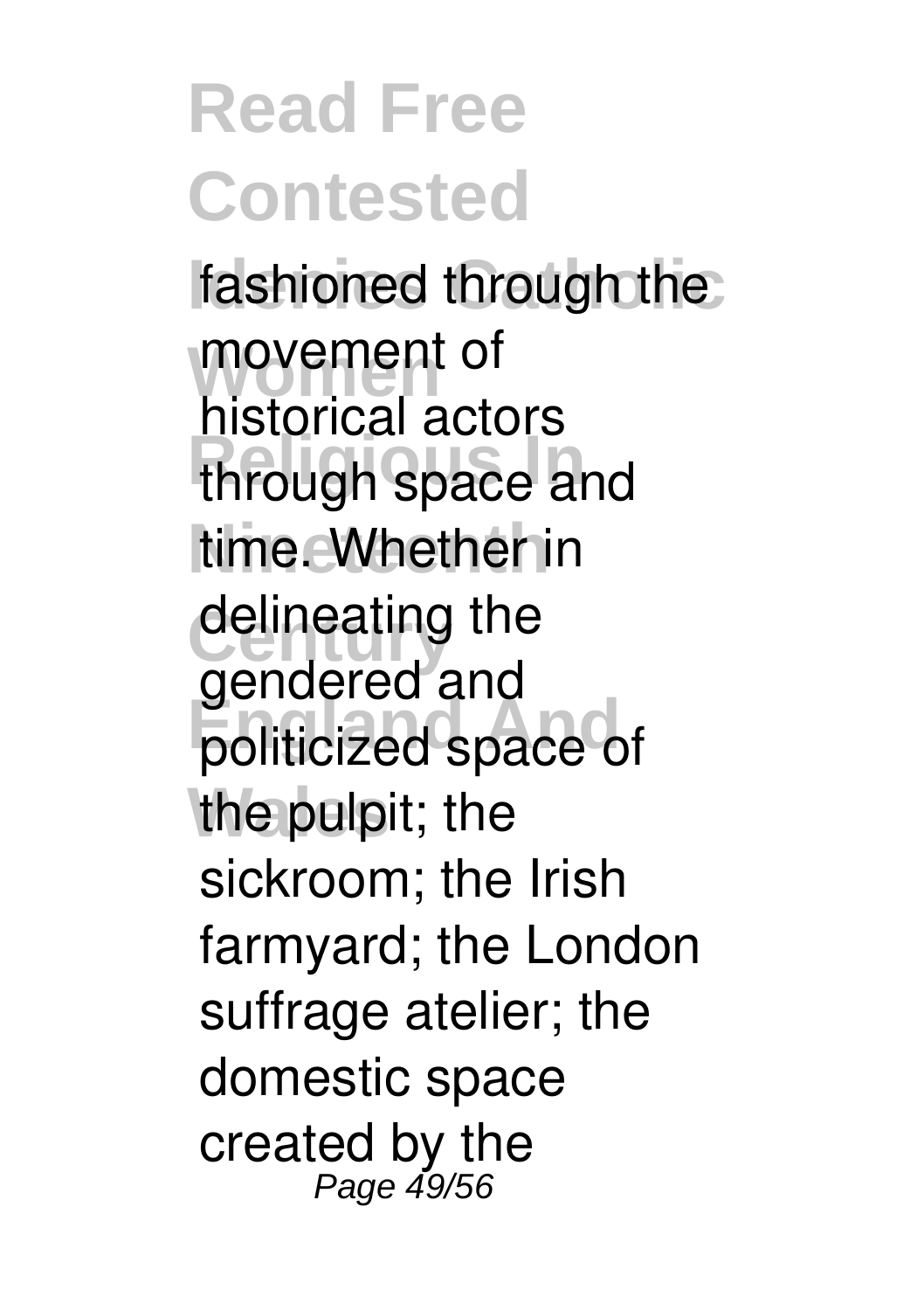fashioned through the movement of historical actors through space and time. Whether in delineating the gendered and politicized space of the pulpit; the sickroom; the Irish farmyard; the London suffrage atelier; the domestic space created by the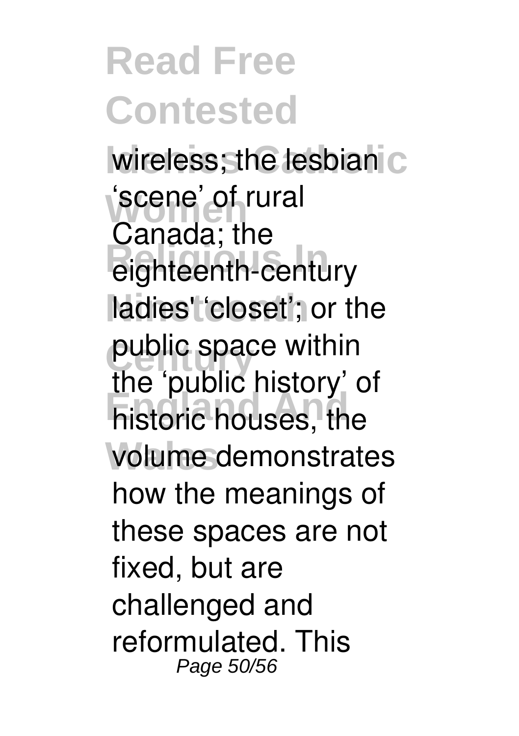wireless; the lesbian 'scene' of rural Canada; the eighteenth-century ladies' 'closet'; or the public space within the 'public history' of historic houses, the volume demonstrates how the meanings of these spaces are not fixed, but are challenged and reformulated. This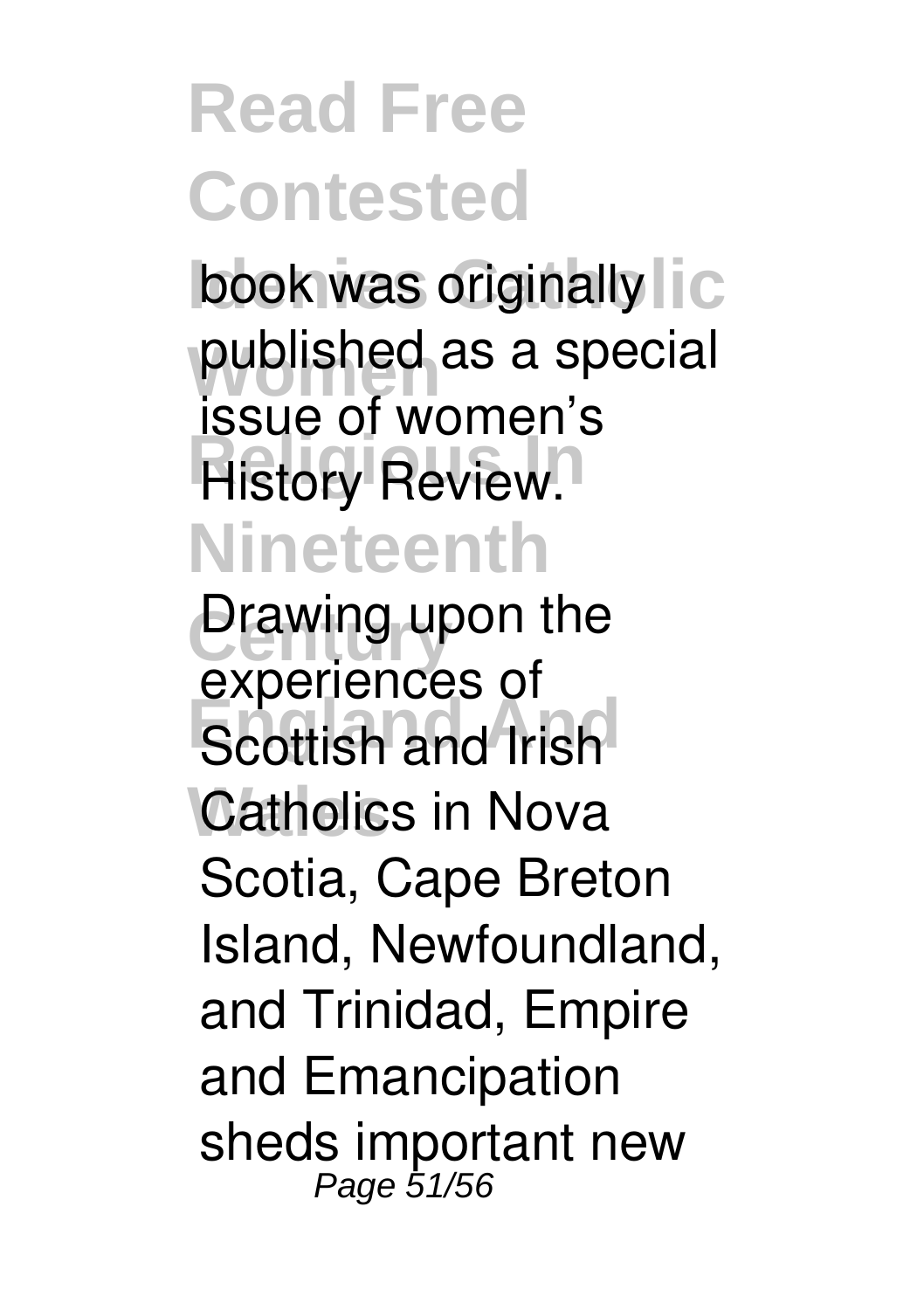book was originally published as a special issue of women's History Review.

Drawing upon the experiences of Scottish and Irish Catholics in Nova Scotia, Cape Breton Island, Newfoundland, and Trinidad, Empire and Emancipation sheds important new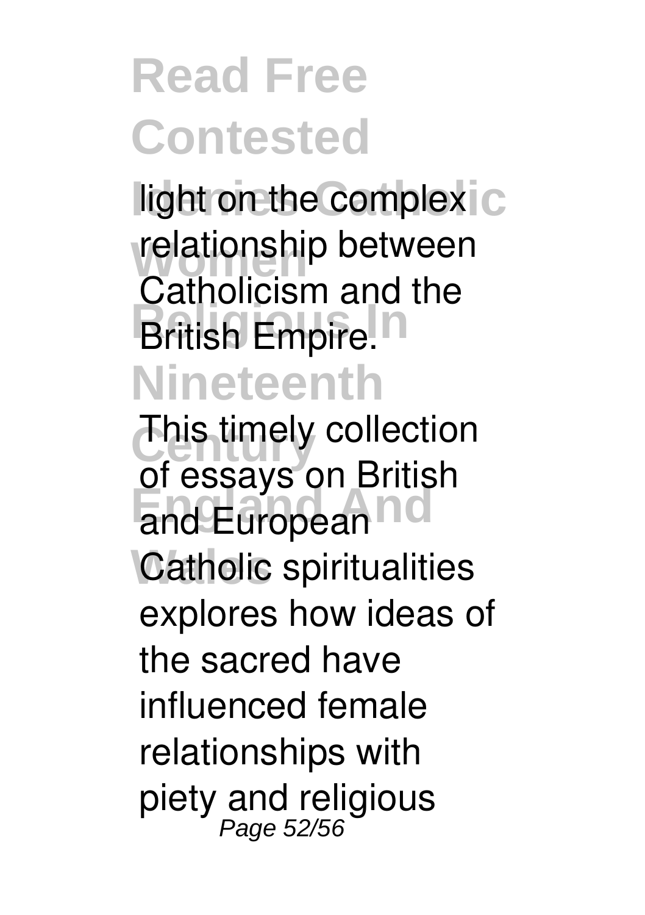light on the complex relationship between Catholicism and the British Empire.

This timely collection of essays on British and European Catholic spiritualities explores how ideas of the sacred have influenced female relationships with piety and religious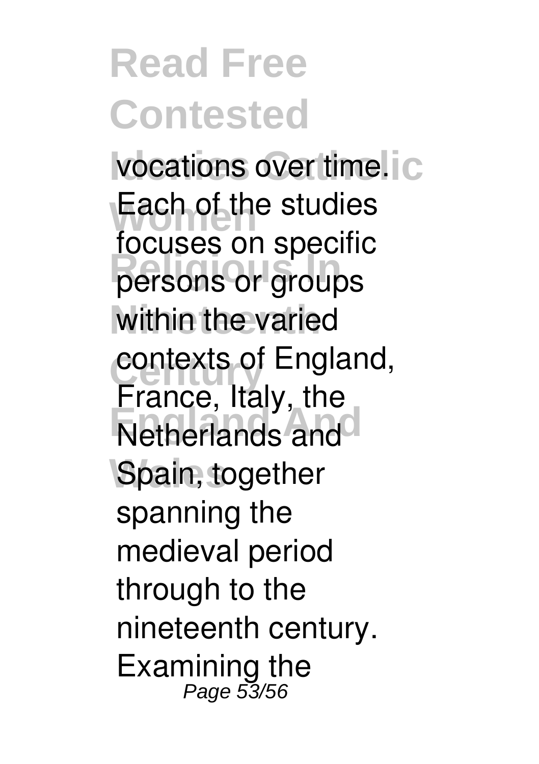vocations over time. Each of the studies focuses on specific persons or groups within the varied contexts of England, France, Italy, the Netherlands and Spain, together spanning the medieval period through to the nineteenth century. Examining the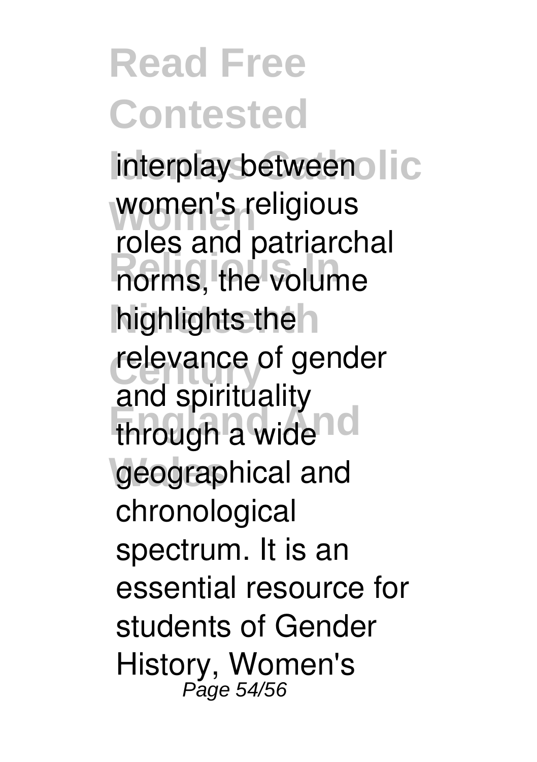interplay between women's religious roles and patriarchal norms, the volume highlights the relevance of gender and spirituality through a wide geographical and chronological spectrum. It is an essential resource for students of Gender History, Women's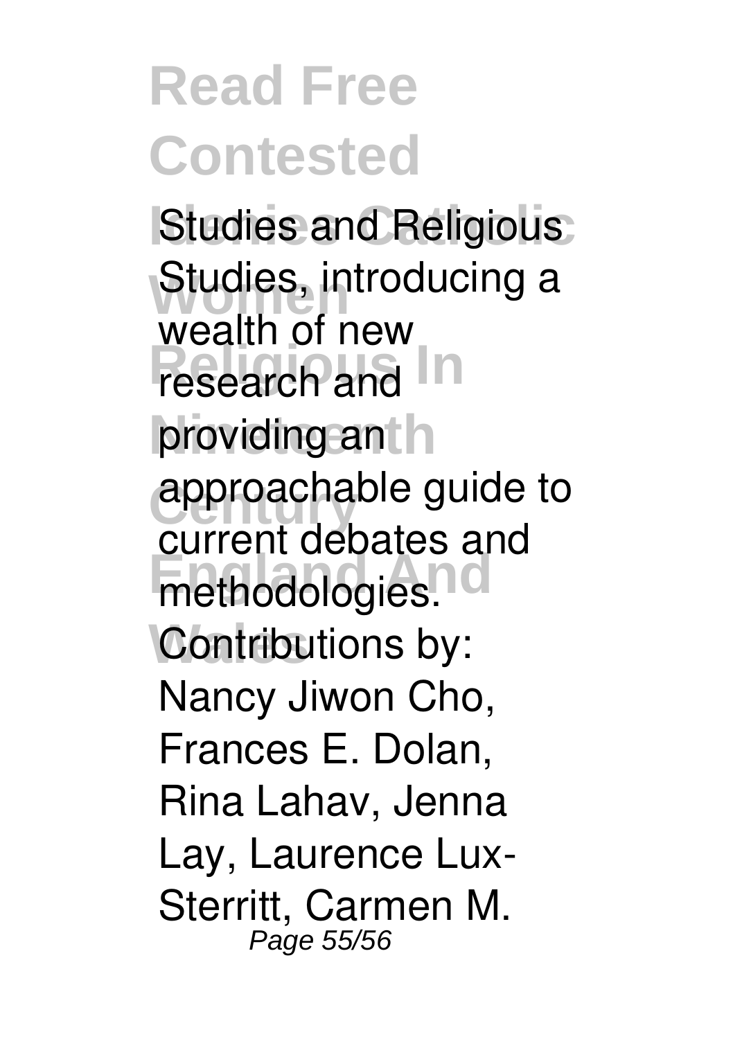Studies and Religious Studies, introducing a wealth of new research and providing an approachable guide to current debates and methodologies. Contributions by: Nancy Jiwon Cho, Frances E. Dolan, Rina Lahav, Jenna Lay, Laurence Lux-Sterritt, Carmen M.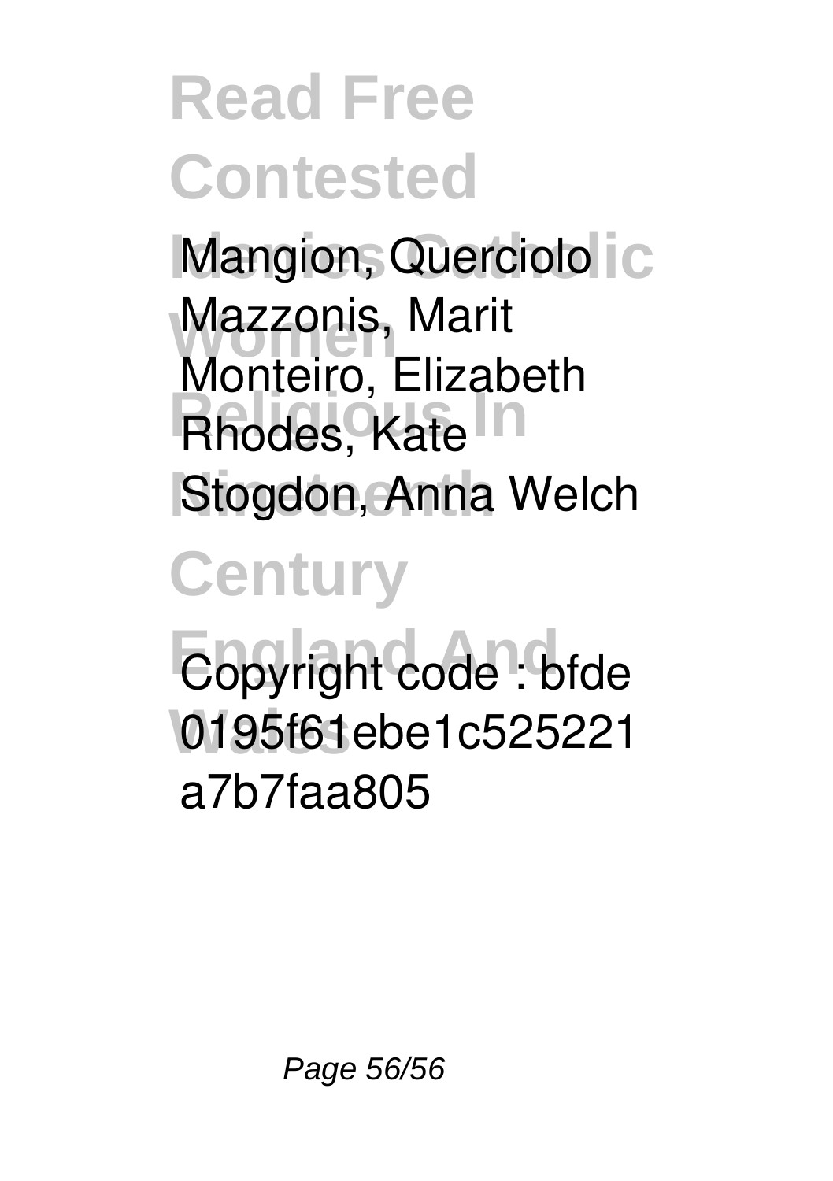Mangion, Querciolo Mazzonis, Marit Monteiro, Elizabeth Rhodes, Kate Stogdon, Anna Welch

Copyright code : bfde0195f61ebe1c525221a7b7faa805